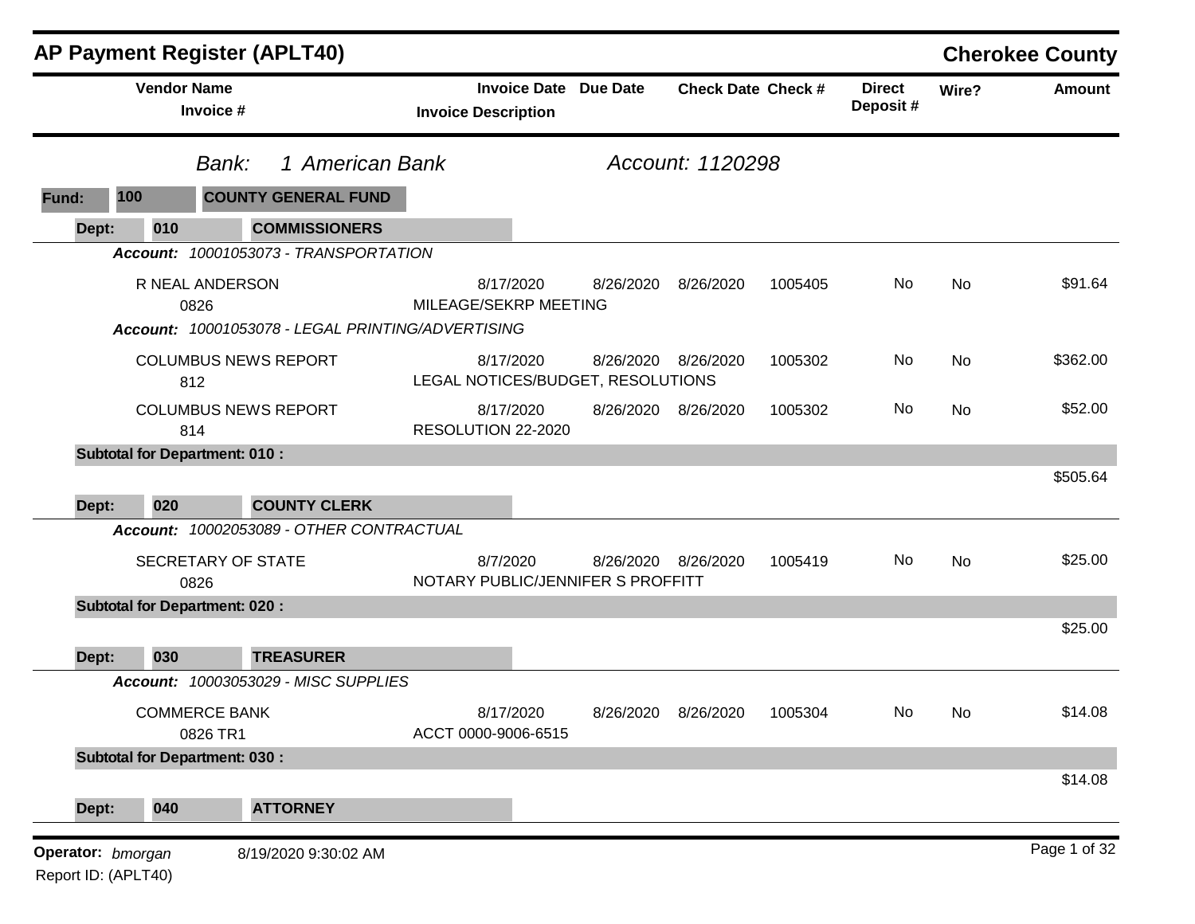# AP Payment Register (APLT40)

**Cherokee County**

| Vendor Name / Invoice # | Invoice Date / Invoice Description | Due Date | Check Date | Check # | Direct Deposit # | Wire? | Amount |
|---|---|---|---|---|---|---|---|

*Bank: 1 American Bank* *Account: 1120298*

**Fund: 100 COUNTY GENERAL FUND**

**Dept: 010 COMMISSIONERS**

*Account: 10001053073 - TRANSPORTATION*

| Vendor Name / Invoice # | Invoice Date / Invoice Description | Due Date | Check Date | Check # | Direct Deposit # | Wire? | Amount |
|---|---|---|---|---|---|---|---|
| R NEAL ANDERSON 0826 | 8/17/2020 MILEAGE/SEKRP MEETING | 8/26/2020 | 8/26/2020 | 1005405 | No | No | $91.64 |

*Account: 10001053078 - LEGAL PRINTING/ADVERTISING*

| Vendor Name / Invoice # | Invoice Date / Invoice Description | Due Date | Check Date | Check # | Direct Deposit # | Wire? | Amount |
|---|---|---|---|---|---|---|---|
| COLUMBUS NEWS REPORT 812 | 8/17/2020 LEGAL NOTICES/BUDGET, RESOLUTIONS | 8/26/2020 | 8/26/2020 | 1005302 | No | No | $362.00 |
| COLUMBUS NEWS REPORT 814 | 8/17/2020 RESOLUTION 22-2020 | 8/26/2020 | 8/26/2020 | 1005302 | No | No | $52.00 |

**Subtotal for Department: 010 :** $505.64

**Dept: 020 COUNTY CLERK**

*Account: 10002053089 - OTHER CONTRACTUAL*

| Vendor Name / Invoice # | Invoice Date / Invoice Description | Due Date | Check Date | Check # | Direct Deposit # | Wire? | Amount |
|---|---|---|---|---|---|---|---|
| SECRETARY OF STATE 0826 | 8/7/2020 NOTARY PUBLIC/JENNIFER S PROFFITT | 8/26/2020 | 8/26/2020 | 1005419 | No | No | $25.00 |

**Subtotal for Department: 020 :** $25.00

**Dept: 030 TREASURER**

*Account: 10003053029 - MISC SUPPLIES*

| Vendor Name / Invoice # | Invoice Date / Invoice Description | Due Date | Check Date | Check # | Direct Deposit # | Wire? | Amount |
|---|---|---|---|---|---|---|---|
| COMMERCE BANK 0826 TR1 | 8/17/2020 ACCT 0000-9006-6515 | 8/26/2020 | 8/26/2020 | 1005304 | No | No | $14.08 |

**Subtotal for Department: 030 :** $14.08

**Dept: 040 ATTORNEY**

**Operator:** *bmorgan* 8/19/2020 9:30:02 AM

Report ID: (APLT40)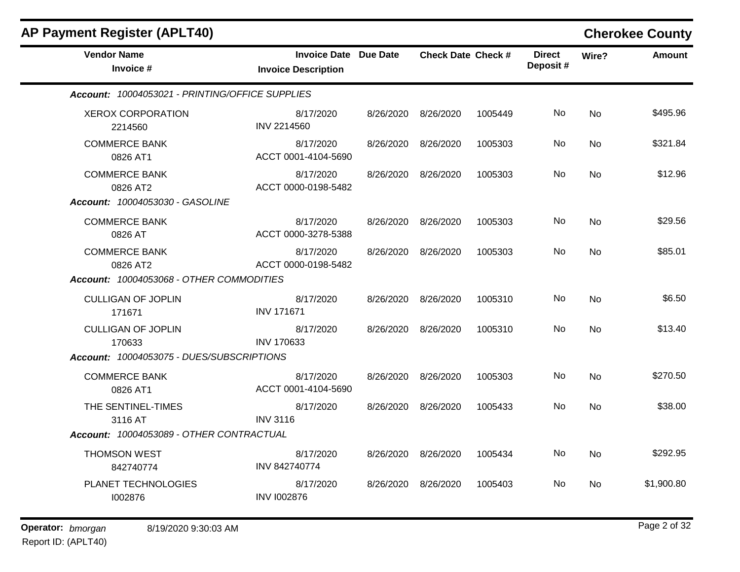## AP Payment Register (APLT40)

**Cherokee County**

| Vendor Name / Invoice # | Invoice Date / Invoice Description | Due Date | Check Date | Check # | Direct Deposit # | Wire? | Amount |
|---|---|---|---|---|---|---|---|
| ***Account:*** *10004053021 - PRINTING/OFFICE SUPPLIES* | | | | | | | |
| XEROX CORPORATION<br>2214560 | 8/17/2020<br>INV 2214560 | 8/26/2020 | 8/26/2020 | 1005449 | No | No | $495.96 |
| COMMERCE BANK<br>0826 AT1 | 8/17/2020<br>ACCT 0001-4104-5690 | 8/26/2020 | 8/26/2020 | 1005303 | No | No | $321.84 |
| COMMERCE BANK<br>0826 AT2 | 8/17/2020<br>ACCT 0000-0198-5482 | 8/26/2020 | 8/26/2020 | 1005303 | No | No | $12.96 |
| ***Account:*** *10004053030 - GASOLINE* | | | | | | | |
| COMMERCE BANK<br>0826 AT | 8/17/2020<br>ACCT 0000-3278-5388 | 8/26/2020 | 8/26/2020 | 1005303 | No | No | $29.56 |
| COMMERCE BANK<br>0826 AT2 | 8/17/2020<br>ACCT 0000-0198-5482 | 8/26/2020 | 8/26/2020 | 1005303 | No | No | $85.01 |
| ***Account:*** *10004053068 - OTHER COMMODITIES* | | | | | | | |
| CULLIGAN OF JOPLIN<br>171671 | 8/17/2020<br>INV 171671 | 8/26/2020 | 8/26/2020 | 1005310 | No | No | $6.50 |
| CULLIGAN OF JOPLIN<br>170633 | 8/17/2020<br>INV 170633 | 8/26/2020 | 8/26/2020 | 1005310 | No | No | $13.40 |
| ***Account:*** *10004053075 - DUES/SUBSCRIPTIONS* | | | | | | | |
| COMMERCE BANK<br>0826 AT1 | 8/17/2020<br>ACCT 0001-4104-5690 | 8/26/2020 | 8/26/2020 | 1005303 | No | No | $270.50 |
| THE SENTINEL-TIMES<br>3116 AT | 8/17/2020<br>INV 3116 | 8/26/2020 | 8/26/2020 | 1005433 | No | No | $38.00 |
| ***Account:*** *10004053089 - OTHER CONTRACTUAL* | | | | | | | |
| THOMSON WEST<br>842740774 | 8/17/2020<br>INV 842740774 | 8/26/2020 | 8/26/2020 | 1005434 | No | No | $292.95 |
| PLANET TECHNOLOGIES<br>I002876 | 8/17/2020<br>INV I002876 | 8/26/2020 | 8/26/2020 | 1005403 | No | No | $1,900.80 |

**Operator:** *bmorgan* 8/19/2020 9:30:03 AM
Report ID: (APLT40)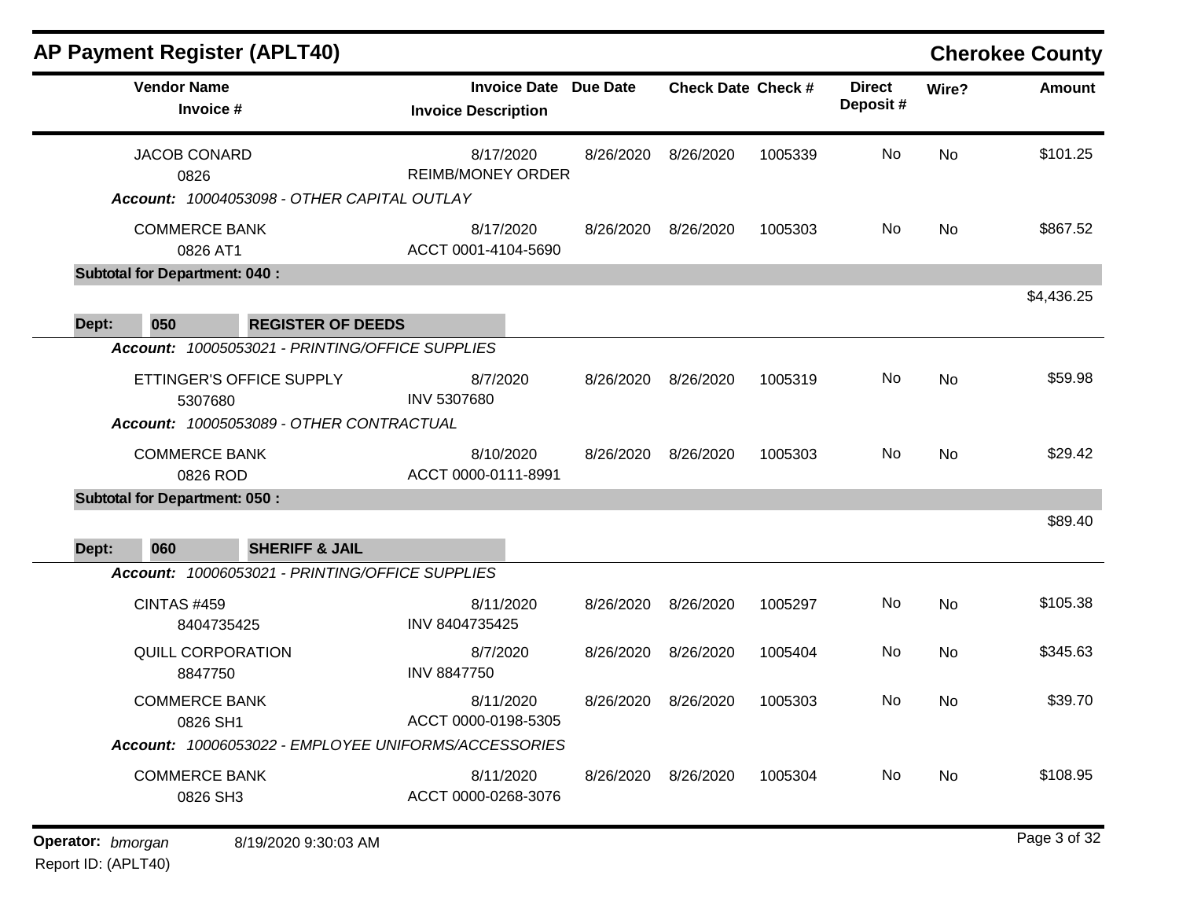# AP Payment Register (APLT40)

**Cherokee County**

| Vendor Name / Invoice # | Invoice Date / Invoice Description | Due Date | Check Date | Check # | Direct Deposit # | Wire? | Amount |
|---|---|---|---|---|---|---|---|
| JACOB CONARD<br>0826 | 8/17/2020<br>REIMB/MONEY ORDER | 8/26/2020 | 8/26/2020 | 1005339 | No | No | $101.25 |
| ***Account:** 10004053098 - OTHER CAPITAL OUTLAY* | | | | | | | |
| COMMERCE BANK<br>0826 AT1 | 8/17/2020<br>ACCT 0001-4104-5690 | 8/26/2020 | 8/26/2020 | 1005303 | No | No | $867.52 |
| **Subtotal for Department: 040 :** | | | | | | | $4,436.25 |
| **Dept: 050 REGISTER OF DEEDS** | | | | | | | |
| ***Account:** 10005053021 - PRINTING/OFFICE SUPPLIES* | | | | | | | |
| ETTINGER'S OFFICE SUPPLY<br>5307680 | 8/7/2020<br>INV 5307680 | 8/26/2020 | 8/26/2020 | 1005319 | No | No | $59.98 |
| ***Account:** 10005053089 - OTHER CONTRACTUAL* | | | | | | | |
| COMMERCE BANK<br>0826 ROD | 8/10/2020<br>ACCT 0000-0111-8991 | 8/26/2020 | 8/26/2020 | 1005303 | No | No | $29.42 |
| **Subtotal for Department: 050 :** | | | | | | | $89.40 |
| **Dept: 060 SHERIFF & JAIL** | | | | | | | |
| ***Account:** 10006053021 - PRINTING/OFFICE SUPPLIES* | | | | | | | |
| CINTAS #459<br>8404735425 | 8/11/2020<br>INV 8404735425 | 8/26/2020 | 8/26/2020 | 1005297 | No | No | $105.38 |
| QUILL CORPORATION<br>8847750 | 8/7/2020<br>INV 8847750 | 8/26/2020 | 8/26/2020 | 1005404 | No | No | $345.63 |
| COMMERCE BANK<br>0826 SH1 | 8/11/2020<br>ACCT 0000-0198-5305 | 8/26/2020 | 8/26/2020 | 1005303 | No | No | $39.70 |
| ***Account:** 10006053022 - EMPLOYEE UNIFORMS/ACCESSORIES* | | | | | | | |
| COMMERCE BANK<br>0826 SH3 | 8/11/2020<br>ACCT 0000-0268-3076 | 8/26/2020 | 8/26/2020 | 1005304 | No | No | $108.95 |

**Operator:** *bmorgan* 8/19/2020 9:30:03 AM

Report ID: (APLT40)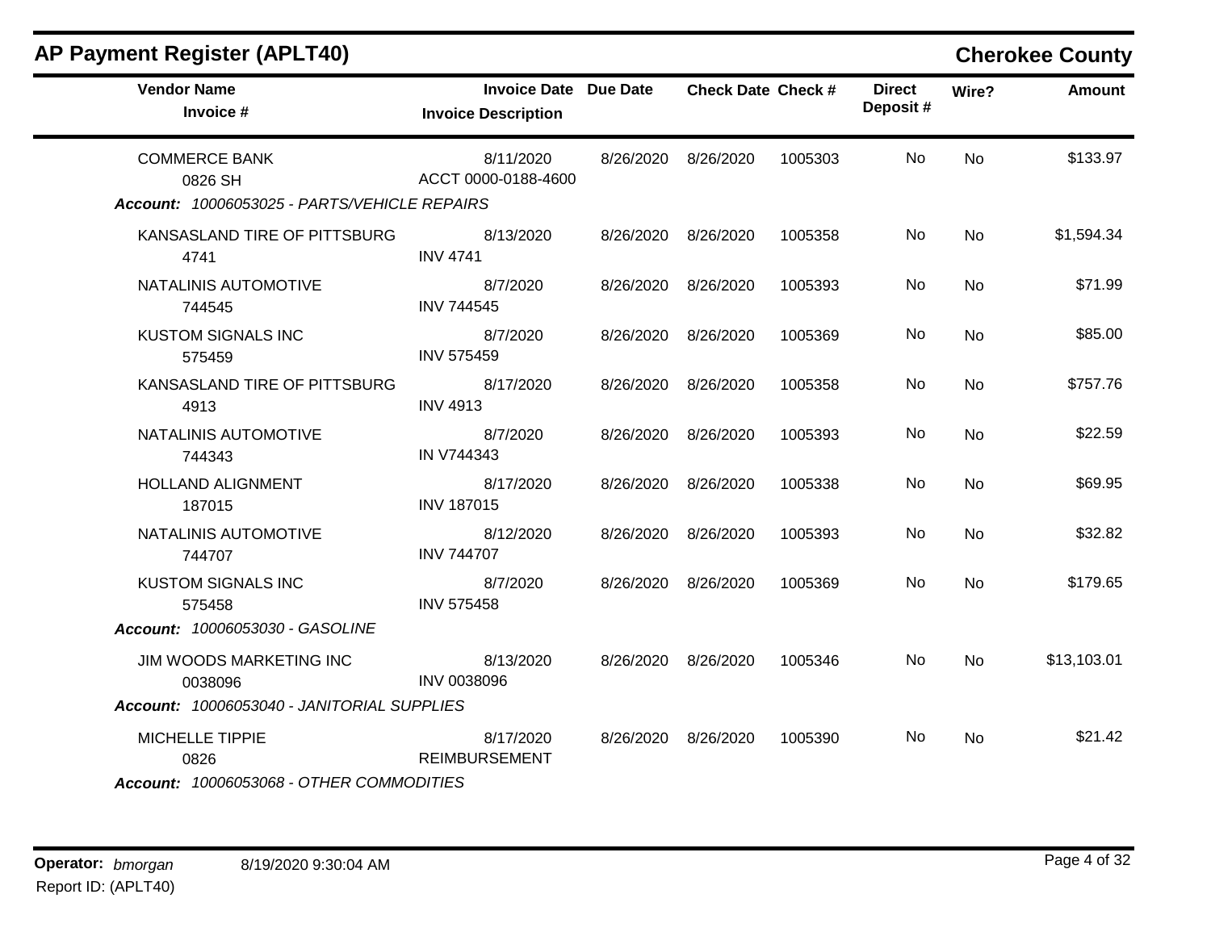## AP Payment Register (APLT40)

**Cherokee County**

| Vendor Name / Invoice # | Invoice Date / Invoice Description | Due Date | Check Date | Check # | Direct Deposit # | Wire? | Amount |
|---|---|---|---|---|---|---|---|
| COMMERCE BANK<br>0826 SH | 8/11/2020<br>ACCT 0000-0188-4600 | 8/26/2020 | 8/26/2020 | 1005303 | No | No | $133.97 |
| ***Account:*** *10006053025 - PARTS/VEHICLE REPAIRS* | | | | | | | |
| KANSASLAND TIRE OF PITTSBURG<br>4741 | 8/13/2020<br>INV 4741 | 8/26/2020 | 8/26/2020 | 1005358 | No | No | $1,594.34 |
| NATALINIS AUTOMOTIVE<br>744545 | 8/7/2020<br>INV 744545 | 8/26/2020 | 8/26/2020 | 1005393 | No | No | $71.99 |
| KUSTOM SIGNALS INC<br>575459 | 8/7/2020<br>INV 575459 | 8/26/2020 | 8/26/2020 | 1005369 | No | No | $85.00 |
| KANSASLAND TIRE OF PITTSBURG<br>4913 | 8/17/2020<br>INV 4913 | 8/26/2020 | 8/26/2020 | 1005358 | No | No | $757.76 |
| NATALINIS AUTOMOTIVE<br>744343 | 8/7/2020<br>IN V744343 | 8/26/2020 | 8/26/2020 | 1005393 | No | No | $22.59 |
| HOLLAND ALIGNMENT<br>187015 | 8/17/2020<br>INV 187015 | 8/26/2020 | 8/26/2020 | 1005338 | No | No | $69.95 |
| NATALINIS AUTOMOTIVE<br>744707 | 8/12/2020<br>INV 744707 | 8/26/2020 | 8/26/2020 | 1005393 | No | No | $32.82 |
| KUSTOM SIGNALS INC<br>575458 | 8/7/2020<br>INV 575458 | 8/26/2020 | 8/26/2020 | 1005369 | No | No | $179.65 |
| ***Account:*** *10006053030 - GASOLINE* | | | | | | | |
| JIM WOODS MARKETING INC<br>0038096 | 8/13/2020<br>INV 0038096 | 8/26/2020 | 8/26/2020 | 1005346 | No | No | $13,103.01 |
| ***Account:*** *10006053040 - JANITORIAL SUPPLIES* | | | | | | | |
| MICHELLE TIPPIE<br>0826 | 8/17/2020<br>REIMBURSEMENT | 8/26/2020 | 8/26/2020 | 1005390 | No | No | $21.42 |
| ***Account:*** *10006053068 - OTHER COMMODITIES* | | | | | | | |

**Operator:** *bmorgan* 8/19/2020 9:30:04 AM
Report ID: (APLT40)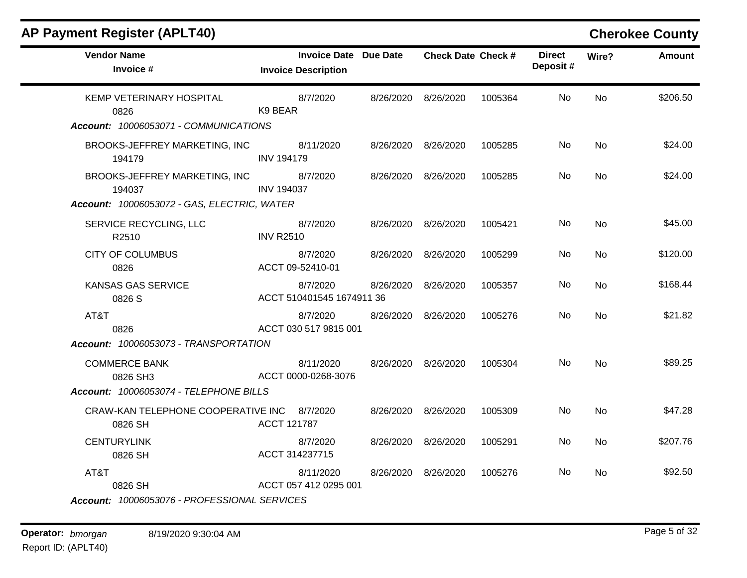## AP Payment Register (APLT40)

## Cherokee County

| Vendor Name / Invoice # | Invoice Date / Invoice Description | Due Date | Check Date | Check # | Direct Deposit # | Wire? | Amount |
|---|---|---|---|---|---|---|---|
| KEMP VETERINARY HOSPITAL<br>0826 | 8/7/2020<br>K9 BEAR | 8/26/2020 | 8/26/2020 | 1005364 | No | No | $206.50 |
| ***Account:** 10006053071 - COMMUNICATIONS* | | | | | | | |
| BROOKS-JEFFREY MARKETING, INC<br>194179 | 8/11/2020<br>INV 194179 | 8/26/2020 | 8/26/2020 | 1005285 | No | No | $24.00 |
| BROOKS-JEFFREY MARKETING, INC<br>194037 | 8/7/2020<br>INV 194037 | 8/26/2020 | 8/26/2020 | 1005285 | No | No | $24.00 |
| ***Account:** 10006053072 - GAS, ELECTRIC, WATER* | | | | | | | |
| SERVICE RECYCLING, LLC<br>R2510 | 8/7/2020<br>INV R2510 | 8/26/2020 | 8/26/2020 | 1005421 | No | No | $45.00 |
| CITY OF COLUMBUS<br>0826 | 8/7/2020<br>ACCT 09-52410-01 | 8/26/2020 | 8/26/2020 | 1005299 | No | No | $120.00 |
| KANSAS GAS SERVICE<br>0826 S | 8/7/2020<br>ACCT 510401545 1674911 36 | 8/26/2020 | 8/26/2020 | 1005357 | No | No | $168.44 |
| AT&T<br>0826 | 8/7/2020<br>ACCT 030 517 9815 001 | 8/26/2020 | 8/26/2020 | 1005276 | No | No | $21.82 |
| ***Account:** 10006053073 - TRANSPORTATION* | | | | | | | |
| COMMERCE BANK<br>0826 SH3 | 8/11/2020<br>ACCT 0000-0268-3076 | 8/26/2020 | 8/26/2020 | 1005304 | No | No | $89.25 |
| ***Account:** 10006053074 - TELEPHONE BILLS* | | | | | | | |
| CRAW-KAN TELEPHONE COOPERATIVE INC<br>0826 SH | 8/7/2020<br>ACCT 121787 | 8/26/2020 | 8/26/2020 | 1005309 | No | No | $47.28 |
| CENTURYLINK<br>0826 SH | 8/7/2020<br>ACCT 314237715 | 8/26/2020 | 8/26/2020 | 1005291 | No | No | $207.76 |
| AT&T<br>0826 SH | 8/11/2020<br>ACCT 057 412 0295 001 | 8/26/2020 | 8/26/2020 | 1005276 | No | No | $92.50 |
| ***Account:** 10006053076 - PROFESSIONAL SERVICES* | | | | | | | |

**Operator:** *bmorgan* 8/19/2020 9:30:04 AM

Report ID: (APLT40)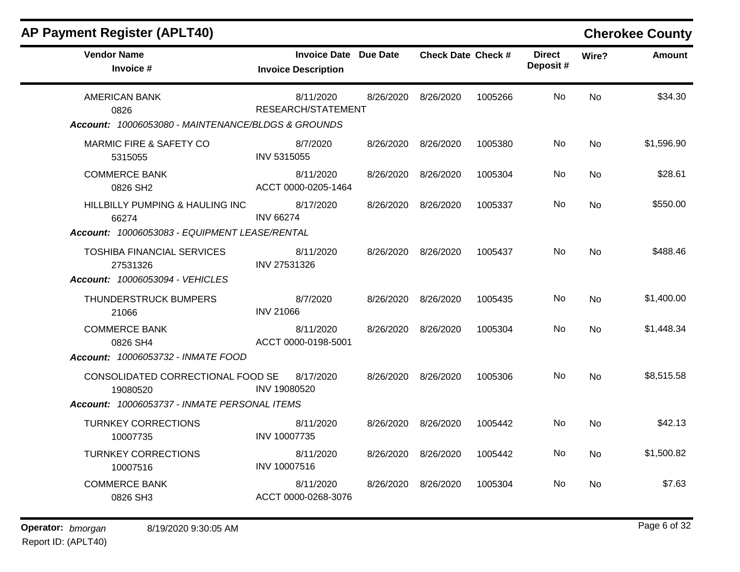## AP Payment Register (APLT40)

**Cherokee County**

| Vendor Name / Invoice # | Invoice Date / Invoice Description | Due Date | Check Date | Check # | Direct Deposit # | Wire? | Amount |
|---|---|---|---|---|---|---|---|
| AMERICAN BANK<br>0826 | 8/11/2020<br>RESEARCH/STATEMENT | 8/26/2020 | 8/26/2020 | 1005266 | No | No | $34.30 |
| ***Account:*** *10006053080 - MAINTENANCE/BLDGS & GROUNDS* | | | | | | | |
| MARMIC FIRE & SAFETY CO<br>5315055 | 8/7/2020<br>INV 5315055 | 8/26/2020 | 8/26/2020 | 1005380 | No | No | $1,596.90 |
| COMMERCE BANK<br>0826 SH2 | 8/11/2020<br>ACCT 0000-0205-1464 | 8/26/2020 | 8/26/2020 | 1005304 | No | No | $28.61 |
| HILLBILLY PUMPING & HAULING INC<br>66274 | 8/17/2020<br>INV 66274 | 8/26/2020 | 8/26/2020 | 1005337 | No | No | $550.00 |
| ***Account:*** *10006053083 - EQUIPMENT LEASE/RENTAL* | | | | | | | |
| TOSHIBA FINANCIAL SERVICES<br>27531326 | 8/11/2020<br>INV 27531326 | 8/26/2020 | 8/26/2020 | 1005437 | No | No | $488.46 |
| ***Account:*** *10006053094 - VEHICLES* | | | | | | | |
| THUNDERSTRUCK BUMPERS<br>21066 | 8/7/2020<br>INV 21066 | 8/26/2020 | 8/26/2020 | 1005435 | No | No | $1,400.00 |
| COMMERCE BANK<br>0826 SH4 | 8/11/2020<br>ACCT 0000-0198-5001 | 8/26/2020 | 8/26/2020 | 1005304 | No | No | $1,448.34 |
| ***Account:*** *10006053732 - INMATE FOOD* | | | | | | | |
| CONSOLIDATED CORRECTIONAL FOOD SE<br>19080520 | 8/17/2020<br>INV 19080520 | 8/26/2020 | 8/26/2020 | 1005306 | No | No | $8,515.58 |
| ***Account:*** *10006053737 - INMATE PERSONAL ITEMS* | | | | | | | |
| TURNKEY CORRECTIONS<br>10007735 | 8/11/2020<br>INV 10007735 | 8/26/2020 | 8/26/2020 | 1005442 | No | No | $42.13 |
| TURNKEY CORRECTIONS<br>10007516 | 8/11/2020<br>INV 10007516 | 8/26/2020 | 8/26/2020 | 1005442 | No | No | $1,500.82 |
| COMMERCE BANK<br>0826 SH3 | 8/11/2020<br>ACCT 0000-0268-3076 | 8/26/2020 | 8/26/2020 | 1005304 | No | No | $7.63 |

**Operator:** *bmorgan* 8/19/2020 9:30:05 AM
Report ID: (APLT40)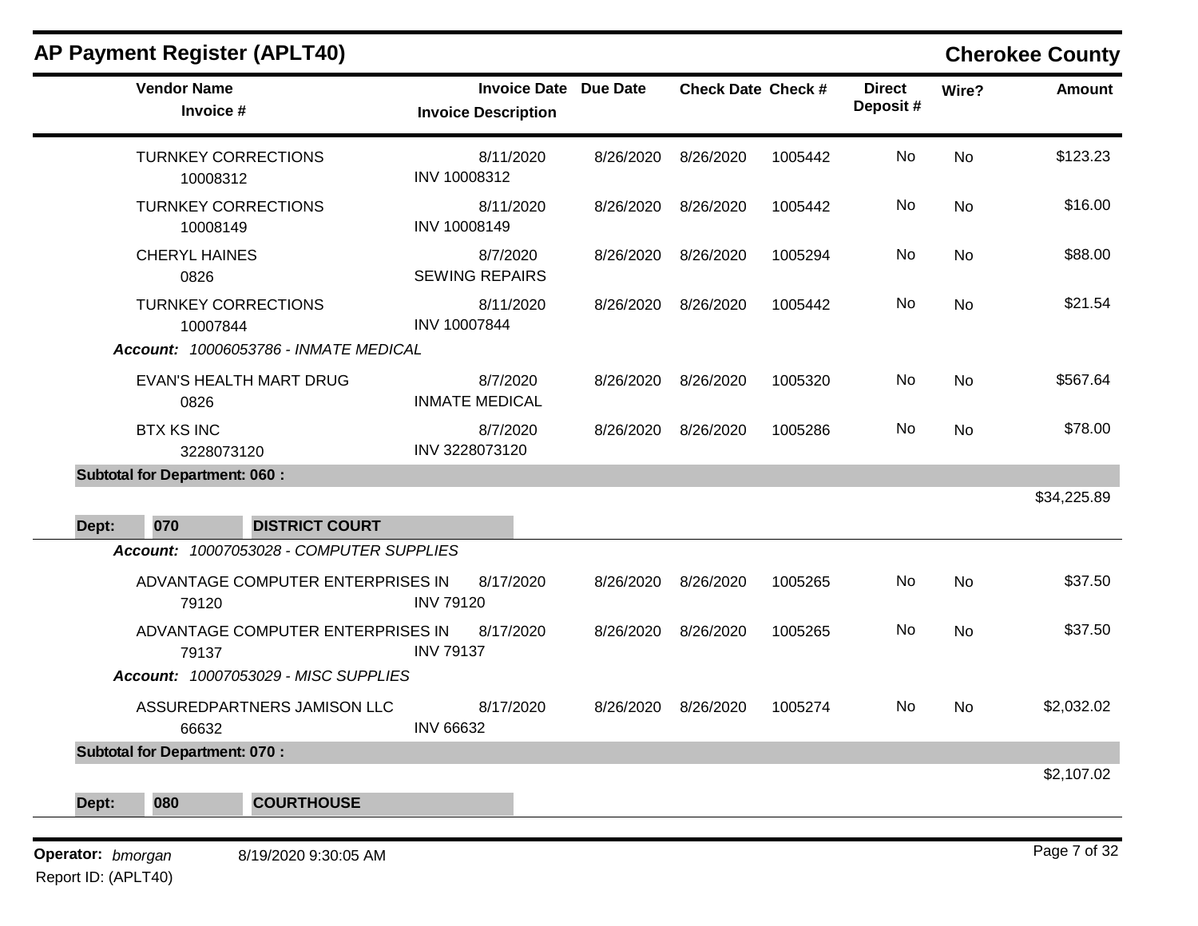# AP Payment Register (APLT40)

**Cherokee County**

| Vendor Name / Invoice # | Invoice Date / Invoice Description | Due Date | Check Date | Check # | Direct Deposit # | Wire? | Amount |
|---|---|---|---|---|---|---|---|
| TURNKEY CORRECTIONS<br>10008312 | 8/11/2020<br>INV 10008312 | 8/26/2020 | 8/26/2020 | 1005442 | No | No | $123.23 |
| TURNKEY CORRECTIONS<br>10008149 | 8/11/2020<br>INV 10008149 | 8/26/2020 | 8/26/2020 | 1005442 | No | No | $16.00 |
| CHERYL HAINES<br>0826 | 8/7/2020<br>SEWING REPAIRS | 8/26/2020 | 8/26/2020 | 1005294 | No | No | $88.00 |
| TURNKEY CORRECTIONS<br>10007844 | 8/11/2020<br>INV 10007844 | 8/26/2020 | 8/26/2020 | 1005442 | No | No | $21.54 |
| ***Account: 10006053786 - INMATE MEDICAL*** | | | | | | | |
| EVAN'S HEALTH MART DRUG<br>0826 | 8/7/2020<br>INMATE MEDICAL | 8/26/2020 | 8/26/2020 | 1005320 | No | No | $567.64 |
| BTX KS INC<br>3228073120 | 8/7/2020<br>INV 3228073120 | 8/26/2020 | 8/26/2020 | 1005286 | No | No | $78.00 |
| **Subtotal for Department: 060 :** | | | | | | | $34,225.89 |
| **Dept: 070 DISTRICT COURT** | | | | | | | |
| ***Account: 10007053028 - COMPUTER SUPPLIES*** | | | | | | | |
| ADVANTAGE COMPUTER ENTERPRISES IN<br>79120 | 8/17/2020<br>INV 79120 | 8/26/2020 | 8/26/2020 | 1005265 | No | No | $37.50 |
| ADVANTAGE COMPUTER ENTERPRISES IN<br>79137 | 8/17/2020<br>INV 79137 | 8/26/2020 | 8/26/2020 | 1005265 | No | No | $37.50 |
| ***Account: 10007053029 - MISC SUPPLIES*** | | | | | | | |
| ASSUREDPARTNERS JAMISON LLC<br>66632 | 8/17/2020<br>INV 66632 | 8/26/2020 | 8/26/2020 | 1005274 | No | No | $2,032.02 |
| **Subtotal for Department: 070 :** | | | | | | | $2,107.02 |
| **Dept: 080 COURTHOUSE** | | | | | | | |

**Operator:** *bmorgan* 8/19/2020 9:30:05 AM

Report ID: (APLT40)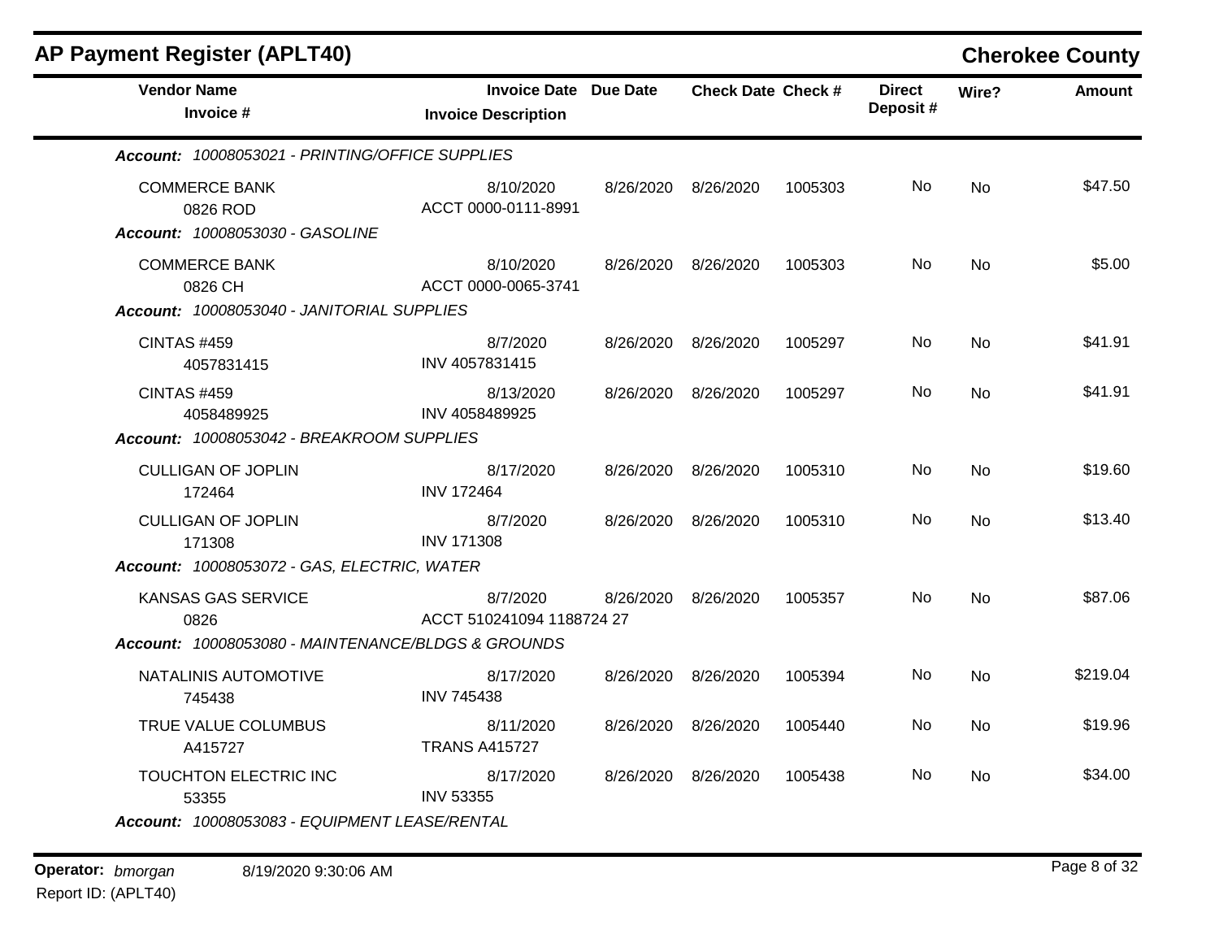## AP Payment Register (APLT40)

**Cherokee County**

| Vendor Name / Invoice # | Invoice Date / Invoice Description | Due Date | Check Date | Check # | Direct Deposit # | Wire? | Amount |
|---|---|---|---|---|---|---|---|
| ***Account: 10008053021 - PRINTING/OFFICE SUPPLIES*** | | | | | | | |
| COMMERCE BANK<br>0826 ROD | 8/10/2020<br>ACCT 0000-0111-8991 | 8/26/2020 | 8/26/2020 | 1005303 | No | No | $47.50 |
| ***Account: 10008053030 - GASOLINE*** | | | | | | | |
| COMMERCE BANK<br>0826 CH | 8/10/2020<br>ACCT 0000-0065-3741 | 8/26/2020 | 8/26/2020 | 1005303 | No | No | $5.00 |
| ***Account: 10008053040 - JANITORIAL SUPPLIES*** | | | | | | | |
| CINTAS #459<br>4057831415 | 8/7/2020<br>INV 4057831415 | 8/26/2020 | 8/26/2020 | 1005297 | No | No | $41.91 |
| CINTAS #459<br>4058489925 | 8/13/2020<br>INV 4058489925 | 8/26/2020 | 8/26/2020 | 1005297 | No | No | $41.91 |
| ***Account: 10008053042 - BREAKROOM SUPPLIES*** | | | | | | | |
| CULLIGAN OF JOPLIN<br>172464 | 8/17/2020<br>INV 172464 | 8/26/2020 | 8/26/2020 | 1005310 | No | No | $19.60 |
| CULLIGAN OF JOPLIN<br>171308 | 8/7/2020<br>INV 171308 | 8/26/2020 | 8/26/2020 | 1005310 | No | No | $13.40 |
| ***Account: 10008053072 - GAS, ELECTRIC, WATER*** | | | | | | | |
| KANSAS GAS SERVICE<br>0826 | 8/7/2020<br>ACCT 510241094 1188724 27 | 8/26/2020 | 8/26/2020 | 1005357 | No | No | $87.06 |
| ***Account: 10008053080 - MAINTENANCE/BLDGS & GROUNDS*** | | | | | | | |
| NATALINIS AUTOMOTIVE<br>745438 | 8/17/2020<br>INV 745438 | 8/26/2020 | 8/26/2020 | 1005394 | No | No | $219.04 |
| TRUE VALUE COLUMBUS<br>A415727 | 8/11/2020<br>TRANS A415727 | 8/26/2020 | 8/26/2020 | 1005440 | No | No | $19.96 |
| TOUCHTON ELECTRIC INC<br>53355 | 8/17/2020<br>INV 53355 | 8/26/2020 | 8/26/2020 | 1005438 | No | No | $34.00 |
| ***Account: 10008053083 - EQUIPMENT LEASE/RENTAL*** | | | | | | | |

**Operator:** *bmorgan* 8/19/2020 9:30:06 AM
Report ID: (APLT40)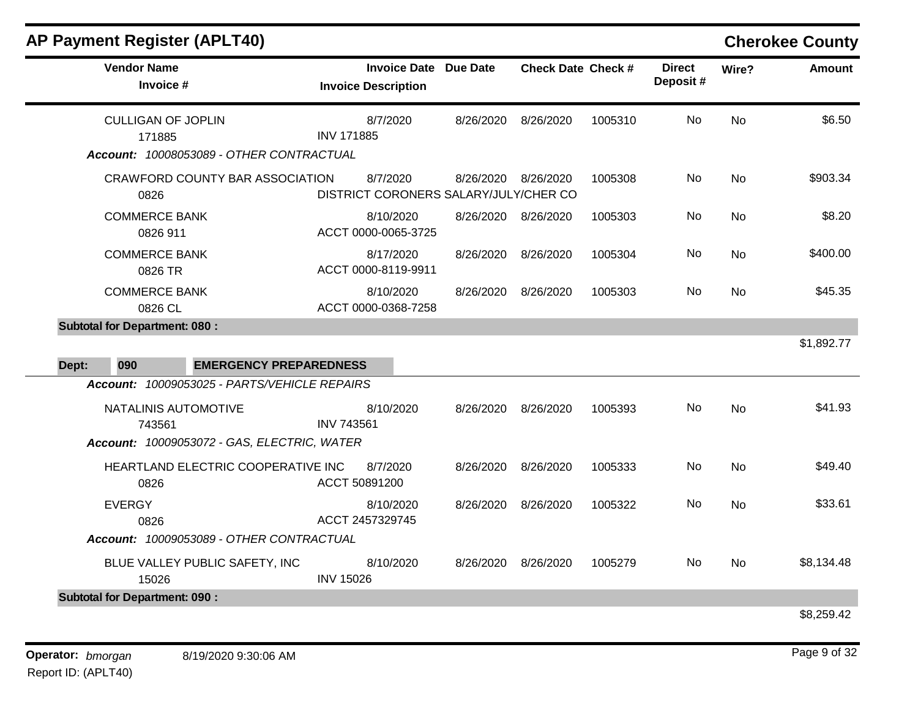# AP Payment Register (APLT40)

**Cherokee County**

| Vendor Name / Invoice # | Invoice Date / Invoice Description | Due Date | Check Date | Check # | Direct Deposit # | Wire? | Amount |
|---|---|---|---|---|---|---|---|
| CULLIGAN OF JOPLIN<br>171885 | 8/7/2020<br>INV 171885 | 8/26/2020 | 8/26/2020 | 1005310 | No | No | $6.50 |
| ***Account:*** *10008053089 - OTHER CONTRACTUAL* | | | | | | | |
| CRAWFORD COUNTY BAR ASSOCIATION<br>0826 | 8/7/2020<br>DISTRICT CORONERS SALARY/JULY/CHER CO | 8/26/2020 | 8/26/2020 | 1005308 | No | No | $903.34 |
| COMMERCE BANK<br>0826 911 | 8/10/2020<br>ACCT 0000-0065-3725 | 8/26/2020 | 8/26/2020 | 1005303 | No | No | $8.20 |
| COMMERCE BANK<br>0826 TR | 8/17/2020<br>ACCT 0000-8119-9911 | 8/26/2020 | 8/26/2020 | 1005304 | No | No | $400.00 |
| COMMERCE BANK<br>0826 CL | 8/10/2020<br>ACCT 0000-0368-7258 | 8/26/2020 | 8/26/2020 | 1005303 | No | No | $45.35 |
| **Subtotal for Department: 080 :** | | | | | | | $1,892.77 |
| **Dept: 090 EMERGENCY PREPAREDNESS** | | | | | | | |
| ***Account:*** *10009053025 - PARTS/VEHICLE REPAIRS* | | | | | | | |
| NATALINIS AUTOMOTIVE<br>743561 | 8/10/2020<br>INV 743561 | 8/26/2020 | 8/26/2020 | 1005393 | No | No | $41.93 |
| ***Account:*** *10009053072 - GAS, ELECTRIC, WATER* | | | | | | | |
| HEARTLAND ELECTRIC COOPERATIVE INC<br>0826 | 8/7/2020<br>ACCT 50891200 | 8/26/2020 | 8/26/2020 | 1005333 | No | No | $49.40 |
| EVERGY<br>0826 | 8/10/2020<br>ACCT 2457329745 | 8/26/2020 | 8/26/2020 | 1005322 | No | No | $33.61 |
| ***Account:*** *10009053089 - OTHER CONTRACTUAL* | | | | | | | |
| BLUE VALLEY PUBLIC SAFETY, INC<br>15026 | 8/10/2020<br>INV 15026 | 8/26/2020 | 8/26/2020 | 1005279 | No | No | $8,134.48 |
| **Subtotal for Department: 090 :** | | | | | | | $8,259.42 |

**Operator:** *bmorgan* 8/19/2020 9:30:06 AM

Report ID: (APLT40)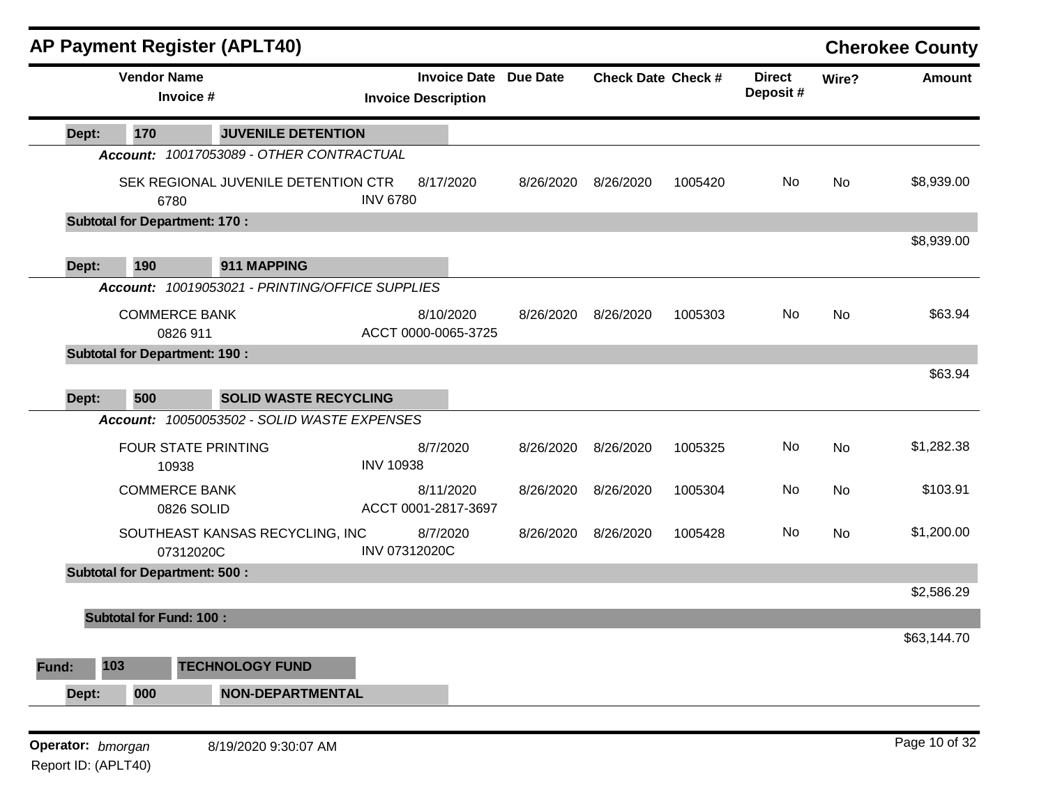# AP Payment Register (APLT40)

**Cherokee County**

| Vendor Name / Invoice # | Invoice Date / Invoice Description | Due Date | Check Date | Check # | Direct Deposit # | Wire? | Amount |
|---|---|---|---|---|---|---|---|
| **Dept: 170 JUVENILE DETENTION** | | | | | | | |
| ***Account: 10017053089 - OTHER CONTRACTUAL*** | | | | | | | |
| SEK REGIONAL JUVENILE DETENTION CTR / 6780 | 8/17/2020 / INV 6780 | 8/26/2020 | 8/26/2020 | 1005420 | No | No | $8,939.00 |
| **Subtotal for Department: 170 :** | | | | | | | $8,939.00 |
| **Dept: 190 911 MAPPING** | | | | | | | |
| ***Account: 10019053021 - PRINTING/OFFICE SUPPLIES*** | | | | | | | |
| COMMERCE BANK / 0826 911 | 8/10/2020 / ACCT 0000-0065-3725 | 8/26/2020 | 8/26/2020 | 1005303 | No | No | $63.94 |
| **Subtotal for Department: 190 :** | | | | | | | $63.94 |
| **Dept: 500 SOLID WASTE RECYCLING** | | | | | | | |
| ***Account: 10050053502 - SOLID WASTE EXPENSES*** | | | | | | | |
| FOUR STATE PRINTING / 10938 | 8/7/2020 / INV 10938 | 8/26/2020 | 8/26/2020 | 1005325 | No | No | $1,282.38 |
| COMMERCE BANK / 0826 SOLID | 8/11/2020 / ACCT 0001-2817-3697 | 8/26/2020 | 8/26/2020 | 1005304 | No | No | $103.91 |
| SOUTHEAST KANSAS RECYCLING, INC / 07312020C | 8/7/2020 / INV 07312020C | 8/26/2020 | 8/26/2020 | 1005428 | No | No | $1,200.00 |
| **Subtotal for Department: 500 :** | | | | | | | $2,586.29 |
| **Subtotal for Fund: 100 :** | | | | | | | $63,144.70 |
| **Fund: 103 TECHNOLOGY FUND** | | | | | | | |
| **Dept: 000 NON-DEPARTMENTAL** | | | | | | | |

**Operator:** *bmorgan* 8/19/2020 9:30:07 AM

Report ID: (APLT40)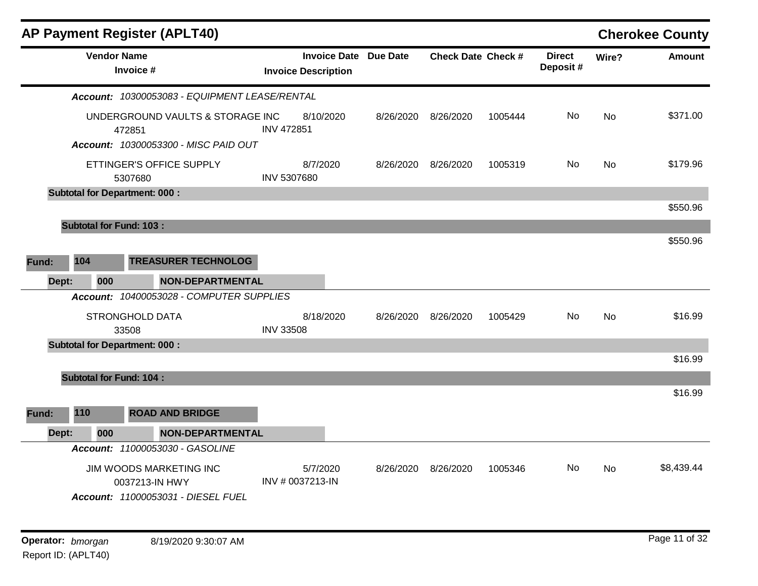## AP Payment Register (APLT40) — Cherokee County

| Vendor Name / Invoice # | Invoice Date / Invoice Description | Due Date | Check Date | Check # | Direct Deposit # | Wire? | Amount |
|---|---|---|---|---|---|---|---|
| ***Account:** 10300053083 - EQUIPMENT LEASE/RENTAL* | | | | | | | |
| UNDERGROUND VAULTS & STORAGE INC<br>472851 | 8/10/2020<br>INV 472851 | 8/26/2020 | 8/26/2020 | 1005444 | No | No | $371.00 |
| ***Account:** 10300053300 - MISC PAID OUT* | | | | | | | |
| ETTINGER'S OFFICE SUPPLY<br>5307680 | 8/7/2020<br>INV 5307680 | 8/26/2020 | 8/26/2020 | 1005319 | No | No | $179.96 |
| **Subtotal for Department: 000 :** | | | | | | | $550.96 |
| **Subtotal for Fund: 103 :** | | | | | | | $550.96 |

**Fund:** 104 **TREASURER TECHNOLOG**

**Dept:** 000 **NON-DEPARTMENTAL**

| Vendor Name / Invoice # | Invoice Date / Invoice Description | Due Date | Check Date | Check # | Direct Deposit # | Wire? | Amount |
|---|---|---|---|---|---|---|---|
| ***Account:** 10400053028 - COMPUTER SUPPLIES* | | | | | | | |
| STRONGHOLD DATA<br>33508 | 8/18/2020<br>INV 33508 | 8/26/2020 | 8/26/2020 | 1005429 | No | No | $16.99 |
| **Subtotal for Department: 000 :** | | | | | | | $16.99 |
| **Subtotal for Fund: 104 :** | | | | | | | $16.99 |

**Fund:** 110 **ROAD AND BRIDGE**

**Dept:** 000 **NON-DEPARTMENTAL**

| Vendor Name / Invoice # | Invoice Date / Invoice Description | Due Date | Check Date | Check # | Direct Deposit # | Wire? | Amount |
|---|---|---|---|---|---|---|---|
| ***Account:** 11000053030 - GASOLINE* | | | | | | | |
| JIM WOODS MARKETING INC<br>0037213-IN HWY | 5/7/2020<br>INV # 0037213-IN | 8/26/2020 | 8/26/2020 | 1005346 | No | No | $8,439.44 |
| ***Account:** 11000053031 - DIESEL FUEL* | | | | | | | |

**Operator:** *bmorgan* 8/19/2020 9:30:07 AM

Report ID: (APLT40)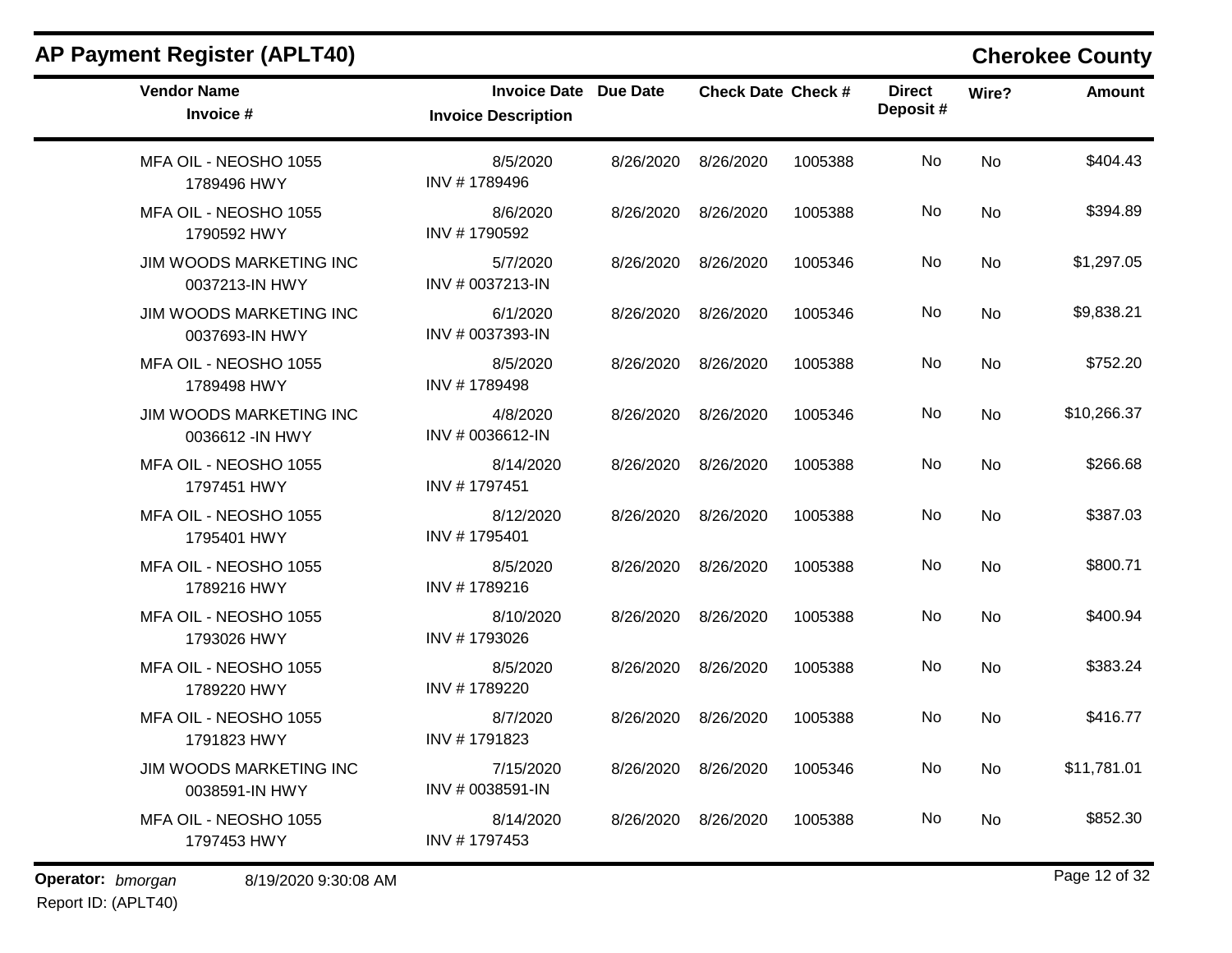## AP Payment Register (APLT40)

## Cherokee County

| Vendor Name / Invoice # | Invoice Date / Invoice Description | Due Date | Check Date | Check # | Direct Deposit # | Wire? | Amount |
|---|---|---|---|---|---|---|---|
| MFA OIL - NEOSHO 1055 / 1789496 HWY | 8/5/2020 / INV # 1789496 | 8/26/2020 | 8/26/2020 | 1005388 | No | No | $404.43 |
| MFA OIL - NEOSHO 1055 / 1790592 HWY | 8/6/2020 / INV # 1790592 | 8/26/2020 | 8/26/2020 | 1005388 | No | No | $394.89 |
| JIM WOODS MARKETING INC / 0037213-IN HWY | 5/7/2020 / INV # 0037213-IN | 8/26/2020 | 8/26/2020 | 1005346 | No | No | $1,297.05 |
| JIM WOODS MARKETING INC / 0037693-IN HWY | 6/1/2020 / INV # 0037393-IN | 8/26/2020 | 8/26/2020 | 1005346 | No | No | $9,838.21 |
| MFA OIL - NEOSHO 1055 / 1789498 HWY | 8/5/2020 / INV # 1789498 | 8/26/2020 | 8/26/2020 | 1005388 | No | No | $752.20 |
| JIM WOODS MARKETING INC / 0036612 -IN HWY | 4/8/2020 / INV # 0036612-IN | 8/26/2020 | 8/26/2020 | 1005346 | No | No | $10,266.37 |
| MFA OIL - NEOSHO 1055 / 1797451 HWY | 8/14/2020 / INV # 1797451 | 8/26/2020 | 8/26/2020 | 1005388 | No | No | $266.68 |
| MFA OIL - NEOSHO 1055 / 1795401 HWY | 8/12/2020 / INV # 1795401 | 8/26/2020 | 8/26/2020 | 1005388 | No | No | $387.03 |
| MFA OIL - NEOSHO 1055 / 1789216 HWY | 8/5/2020 / INV # 1789216 | 8/26/2020 | 8/26/2020 | 1005388 | No | No | $800.71 |
| MFA OIL - NEOSHO 1055 / 1793026 HWY | 8/10/2020 / INV # 1793026 | 8/26/2020 | 8/26/2020 | 1005388 | No | No | $400.94 |
| MFA OIL - NEOSHO 1055 / 1789220 HWY | 8/5/2020 / INV # 1789220 | 8/26/2020 | 8/26/2020 | 1005388 | No | No | $383.24 |
| MFA OIL - NEOSHO 1055 / 1791823 HWY | 8/7/2020 / INV # 1791823 | 8/26/2020 | 8/26/2020 | 1005388 | No | No | $416.77 |
| JIM WOODS MARKETING INC / 0038591-IN HWY | 7/15/2020 / INV # 0038591-IN | 8/26/2020 | 8/26/2020 | 1005346 | No | No | $11,781.01 |
| MFA OIL - NEOSHO 1055 / 1797453 HWY | 8/14/2020 / INV # 1797453 | 8/26/2020 | 8/26/2020 | 1005388 | No | No | $852.30 |

**Operator:** *bmorgan* 8/19/2020 9:30:08 AM

Report ID: (APLT40)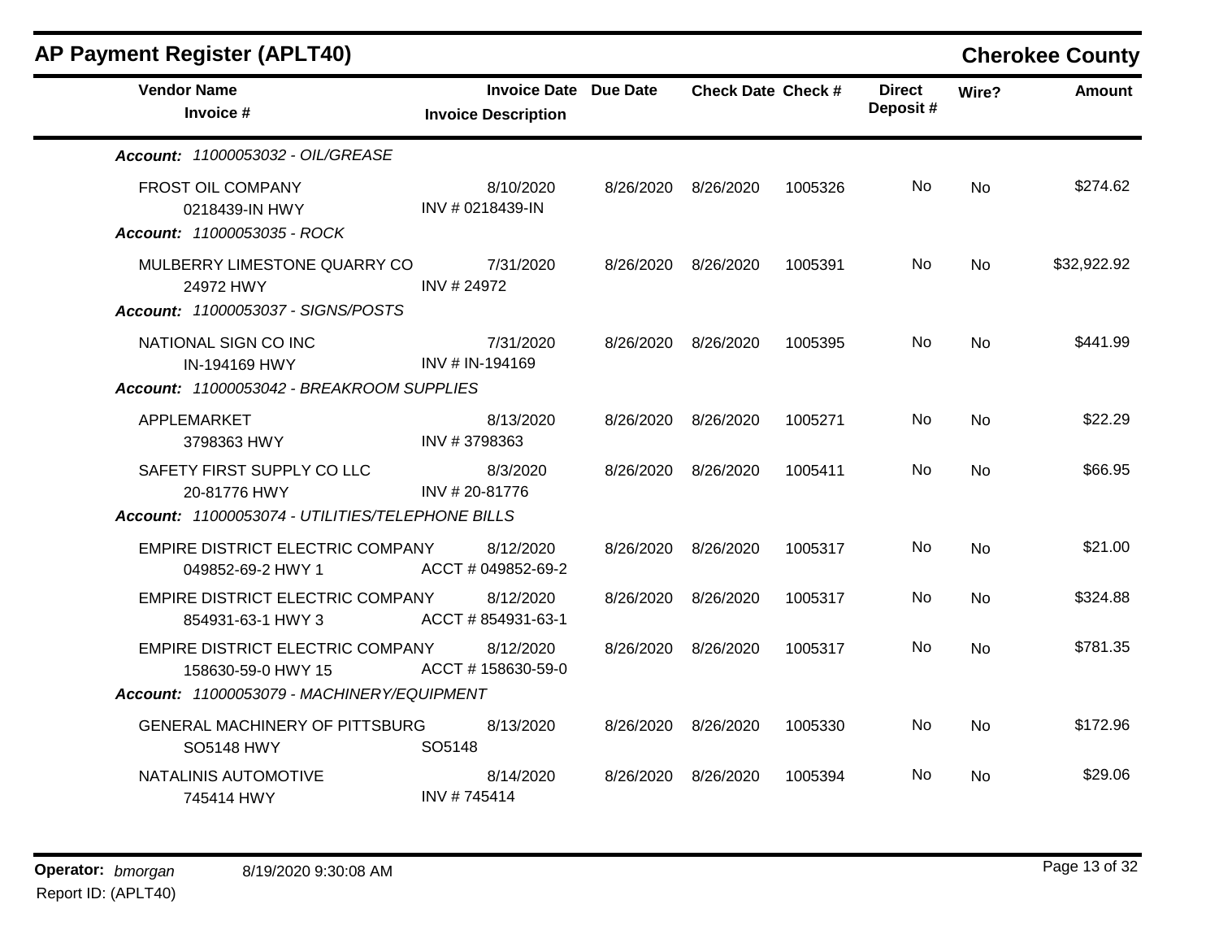# AP Payment Register (APLT40)

**Cherokee County**

| Vendor Name / Invoice # | Invoice Date / Invoice Description | Due Date | Check Date | Check # | Direct Deposit # | Wire? | Amount |
|---|---|---|---|---|---|---|---|
| ***Account: 11000053032 - OIL/GREASE*** | | | | | | | |
| FROST OIL COMPANY<br>0218439-IN HWY | 8/10/2020<br>INV # 0218439-IN | 8/26/2020 | 8/26/2020 | 1005326 | No | No | $274.62 |
| ***Account: 11000053035 - ROCK*** | | | | | | | |
| MULBERRY LIMESTONE QUARRY CO<br>24972 HWY | 7/31/2020<br>INV # 24972 | 8/26/2020 | 8/26/2020 | 1005391 | No | No | $32,922.92 |
| ***Account: 11000053037 - SIGNS/POSTS*** | | | | | | | |
| NATIONAL SIGN CO INC<br>IN-194169 HWY | 7/31/2020<br>INV # IN-194169 | 8/26/2020 | 8/26/2020 | 1005395 | No | No | $441.99 |
| ***Account: 11000053042 - BREAKROOM SUPPLIES*** | | | | | | | |
| APPLEMARKET<br>3798363 HWY | 8/13/2020<br>INV # 3798363 | 8/26/2020 | 8/26/2020 | 1005271 | No | No | $22.29 |
| SAFETY FIRST SUPPLY CO LLC<br>20-81776 HWY | 8/3/2020<br>INV # 20-81776 | 8/26/2020 | 8/26/2020 | 1005411 | No | No | $66.95 |
| ***Account: 11000053074 - UTILITIES/TELEPHONE BILLS*** | | | | | | | |
| EMPIRE DISTRICT ELECTRIC COMPANY<br>049852-69-2 HWY 1 | 8/12/2020<br>ACCT # 049852-69-2 | 8/26/2020 | 8/26/2020 | 1005317 | No | No | $21.00 |
| EMPIRE DISTRICT ELECTRIC COMPANY<br>854931-63-1 HWY 3 | 8/12/2020<br>ACCT # 854931-63-1 | 8/26/2020 | 8/26/2020 | 1005317 | No | No | $324.88 |
| EMPIRE DISTRICT ELECTRIC COMPANY<br>158630-59-0 HWY 15 | 8/12/2020<br>ACCT # 158630-59-0 | 8/26/2020 | 8/26/2020 | 1005317 | No | No | $781.35 |
| ***Account: 11000053079 - MACHINERY/EQUIPMENT*** | | | | | | | |
| GENERAL MACHINERY OF PITTSBURG<br>SO5148 HWY | 8/13/2020<br>SO5148 | 8/26/2020 | 8/26/2020 | 1005330 | No | No | $172.96 |
| NATALINIS AUTOMOTIVE<br>745414 HWY | 8/14/2020<br>INV # 745414 | 8/26/2020 | 8/26/2020 | 1005394 | No | No | $29.06 |

**Operator:** *bmorgan* 8/19/2020 9:30:08 AM
Report ID: (APLT40)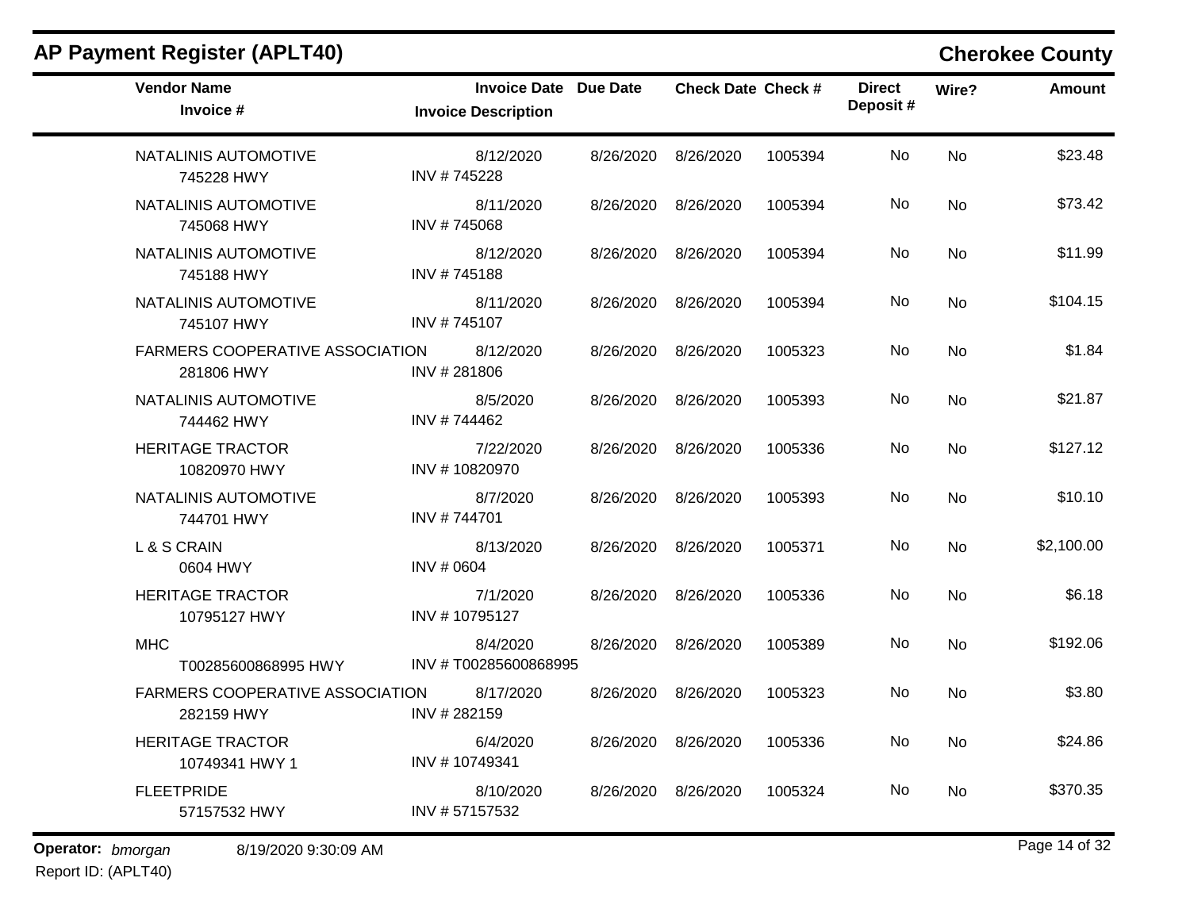## AP Payment Register (APLT40)

**Cherokee County**

| Vendor Name / Invoice # | Invoice Date / Invoice Description | Due Date | Check Date | Check # | Direct Deposit # | Wire? | Amount |
|---|---|---|---|---|---|---|---|
| NATALINIS AUTOMOTIVE<br>745228 HWY | 8/12/2020<br>INV # 745228 | 8/26/2020 | 8/26/2020 | 1005394 | No | No | $23.48 |
| NATALINIS AUTOMOTIVE<br>745068 HWY | 8/11/2020<br>INV # 745068 | 8/26/2020 | 8/26/2020 | 1005394 | No | No | $73.42 |
| NATALINIS AUTOMOTIVE<br>745188 HWY | 8/12/2020<br>INV # 745188 | 8/26/2020 | 8/26/2020 | 1005394 | No | No | $11.99 |
| NATALINIS AUTOMOTIVE<br>745107 HWY | 8/11/2020<br>INV # 745107 | 8/26/2020 | 8/26/2020 | 1005394 | No | No | $104.15 |
| FARMERS COOPERATIVE ASSOCIATION<br>281806 HWY | 8/12/2020<br>INV # 281806 | 8/26/2020 | 8/26/2020 | 1005323 | No | No | $1.84 |
| NATALINIS AUTOMOTIVE<br>744462 HWY | 8/5/2020<br>INV # 744462 | 8/26/2020 | 8/26/2020 | 1005393 | No | No | $21.87 |
| HERITAGE TRACTOR<br>10820970 HWY | 7/22/2020<br>INV # 10820970 | 8/26/2020 | 8/26/2020 | 1005336 | No | No | $127.12 |
| NATALINIS AUTOMOTIVE<br>744701 HWY | 8/7/2020<br>INV # 744701 | 8/26/2020 | 8/26/2020 | 1005393 | No | No | $10.10 |
| L & S CRAIN<br>0604 HWY | 8/13/2020<br>INV # 0604 | 8/26/2020 | 8/26/2020 | 1005371 | No | No | $2,100.00 |
| HERITAGE TRACTOR<br>10795127 HWY | 7/1/2020<br>INV # 10795127 | 8/26/2020 | 8/26/2020 | 1005336 | No | No | $6.18 |
| MHC<br>T00285600868995 HWY | 8/4/2020<br>INV # T00285600868995 | 8/26/2020 | 8/26/2020 | 1005389 | No | No | $192.06 |
| FARMERS COOPERATIVE ASSOCIATION<br>282159 HWY | 8/17/2020<br>INV # 282159 | 8/26/2020 | 8/26/2020 | 1005323 | No | No | $3.80 |
| HERITAGE TRACTOR<br>10749341 HWY 1 | 6/4/2020<br>INV # 10749341 | 8/26/2020 | 8/26/2020 | 1005336 | No | No | $24.86 |
| FLEETPRIDE<br>57157532 HWY | 8/10/2020<br>INV # 57157532 | 8/26/2020 | 8/26/2020 | 1005324 | No | No | $370.35 |

**Operator:** *bmorgan* 8/19/2020 9:30:09 AM

Report ID: (APLT40)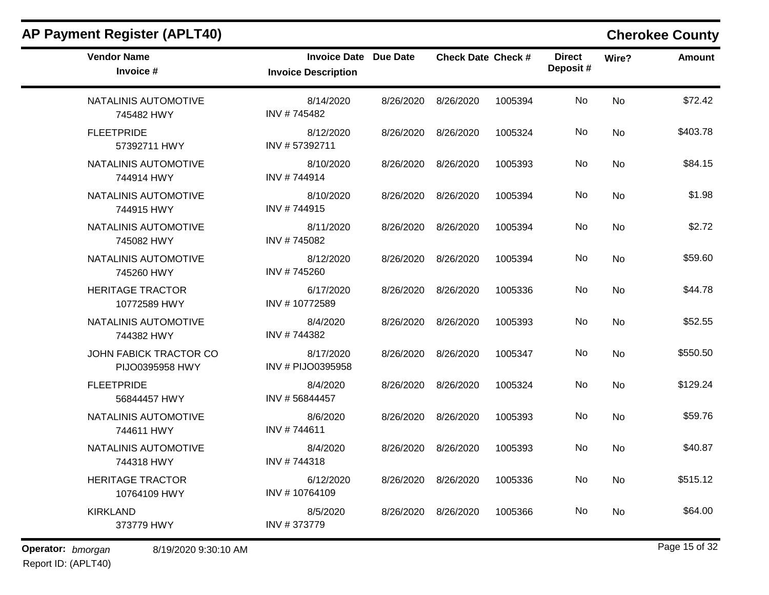## AP Payment Register (APLT40) — Cherokee County

| Vendor Name / Invoice # | Invoice Date / Invoice Description | Due Date | Check Date | Check # | Direct Deposit # | Wire? | Amount |
|---|---|---|---|---|---|---|---|
| NATALINIS AUTOMOTIVE<br>745482 HWY | 8/14/2020<br>INV # 745482 | 8/26/2020 | 8/26/2020 | 1005394 | No | No | $72.42 |
| FLEETPRIDE<br>57392711 HWY | 8/12/2020<br>INV # 57392711 | 8/26/2020 | 8/26/2020 | 1005324 | No | No | $403.78 |
| NATALINIS AUTOMOTIVE<br>744914 HWY | 8/10/2020<br>INV # 744914 | 8/26/2020 | 8/26/2020 | 1005393 | No | No | $84.15 |
| NATALINIS AUTOMOTIVE<br>744915 HWY | 8/10/2020<br>INV # 744915 | 8/26/2020 | 8/26/2020 | 1005394 | No | No | $1.98 |
| NATALINIS AUTOMOTIVE<br>745082 HWY | 8/11/2020<br>INV # 745082 | 8/26/2020 | 8/26/2020 | 1005394 | No | No | $2.72 |
| NATALINIS AUTOMOTIVE<br>745260 HWY | 8/12/2020<br>INV # 745260 | 8/26/2020 | 8/26/2020 | 1005394 | No | No | $59.60 |
| HERITAGE TRACTOR<br>10772589 HWY | 6/17/2020<br>INV # 10772589 | 8/26/2020 | 8/26/2020 | 1005336 | No | No | $44.78 |
| NATALINIS AUTOMOTIVE<br>744382 HWY | 8/4/2020<br>INV # 744382 | 8/26/2020 | 8/26/2020 | 1005393 | No | No | $52.55 |
| JOHN FABICK TRACTOR CO<br>PIJO0395958 HWY | 8/17/2020<br>INV # PIJO0395958 | 8/26/2020 | 8/26/2020 | 1005347 | No | No | $550.50 |
| FLEETPRIDE<br>56844457 HWY | 8/4/2020<br>INV # 56844457 | 8/26/2020 | 8/26/2020 | 1005324 | No | No | $129.24 |
| NATALINIS AUTOMOTIVE<br>744611 HWY | 8/6/2020<br>INV # 744611 | 8/26/2020 | 8/26/2020 | 1005393 | No | No | $59.76 |
| NATALINIS AUTOMOTIVE<br>744318 HWY | 8/4/2020<br>INV # 744318 | 8/26/2020 | 8/26/2020 | 1005393 | No | No | $40.87 |
| HERITAGE TRACTOR<br>10764109 HWY | 6/12/2020<br>INV # 10764109 | 8/26/2020 | 8/26/2020 | 1005336 | No | No | $515.12 |
| KIRKLAND<br>373779 HWY | 8/5/2020<br>INV # 373779 | 8/26/2020 | 8/26/2020 | 1005366 | No | No | $64.00 |

**Operator:** *bmorgan* 8/19/2020 9:30:10 AM

Report ID: (APLT40)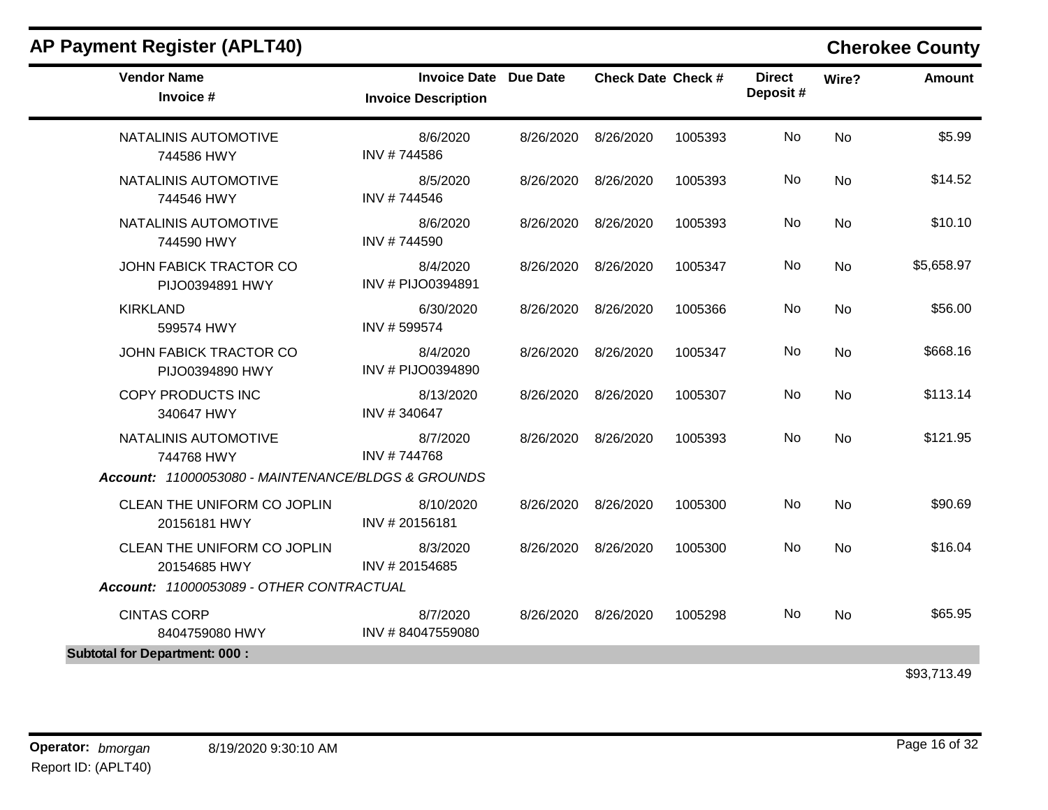## AP Payment Register (APLT40)

**Cherokee County**

| Vendor Name / Invoice # | Invoice Date / Invoice Description | Due Date | Check Date | Check # | Direct Deposit # | Wire? | Amount |
|---|---|---|---|---|---|---|---|
| NATALINIS AUTOMOTIVE<br>744586 HWY | 8/6/2020<br>INV # 744586 | 8/26/2020 | 8/26/2020 | 1005393 | No | No | $5.99 |
| NATALINIS AUTOMOTIVE<br>744546 HWY | 8/5/2020<br>INV # 744546 | 8/26/2020 | 8/26/2020 | 1005393 | No | No | $14.52 |
| NATALINIS AUTOMOTIVE<br>744590 HWY | 8/6/2020<br>INV # 744590 | 8/26/2020 | 8/26/2020 | 1005393 | No | No | $10.10 |
| JOHN FABICK TRACTOR CO<br>PIJO0394891 HWY | 8/4/2020<br>INV # PIJO0394891 | 8/26/2020 | 8/26/2020 | 1005347 | No | No | $5,658.97 |
| KIRKLAND<br>599574 HWY | 6/30/2020<br>INV # 599574 | 8/26/2020 | 8/26/2020 | 1005366 | No | No | $56.00 |
| JOHN FABICK TRACTOR CO<br>PIJO0394890 HWY | 8/4/2020<br>INV # PIJO0394890 | 8/26/2020 | 8/26/2020 | 1005347 | No | No | $668.16 |
| COPY PRODUCTS INC<br>340647 HWY | 8/13/2020<br>INV # 340647 | 8/26/2020 | 8/26/2020 | 1005307 | No | No | $113.14 |
| NATALINIS AUTOMOTIVE<br>744768 HWY | 8/7/2020<br>INV # 744768 | 8/26/2020 | 8/26/2020 | 1005393 | No | No | $121.95 |
| ***Account:*** *11000053080 - MAINTENANCE/BLDGS & GROUNDS* | | | | | | | |
| CLEAN THE UNIFORM CO JOPLIN<br>20156181 HWY | 8/10/2020<br>INV # 20156181 | 8/26/2020 | 8/26/2020 | 1005300 | No | No | $90.69 |
| CLEAN THE UNIFORM CO JOPLIN<br>20154685 HWY | 8/3/2020<br>INV # 20154685 | 8/26/2020 | 8/26/2020 | 1005300 | No | No | $16.04 |
| ***Account:*** *11000053089 - OTHER CONTRACTUAL* | | | | | | | |
| CINTAS CORP<br>8404759080 HWY | 8/7/2020<br>INV # 84047559080 | 8/26/2020 | 8/26/2020 | 1005298 | No | No | $65.95 |
| **Subtotal for Department: 000 :** | | | | | | | $93,713.49 |

**Operator:** *bmorgan* 8/19/2020 9:30:10 AM

Report ID: (APLT40)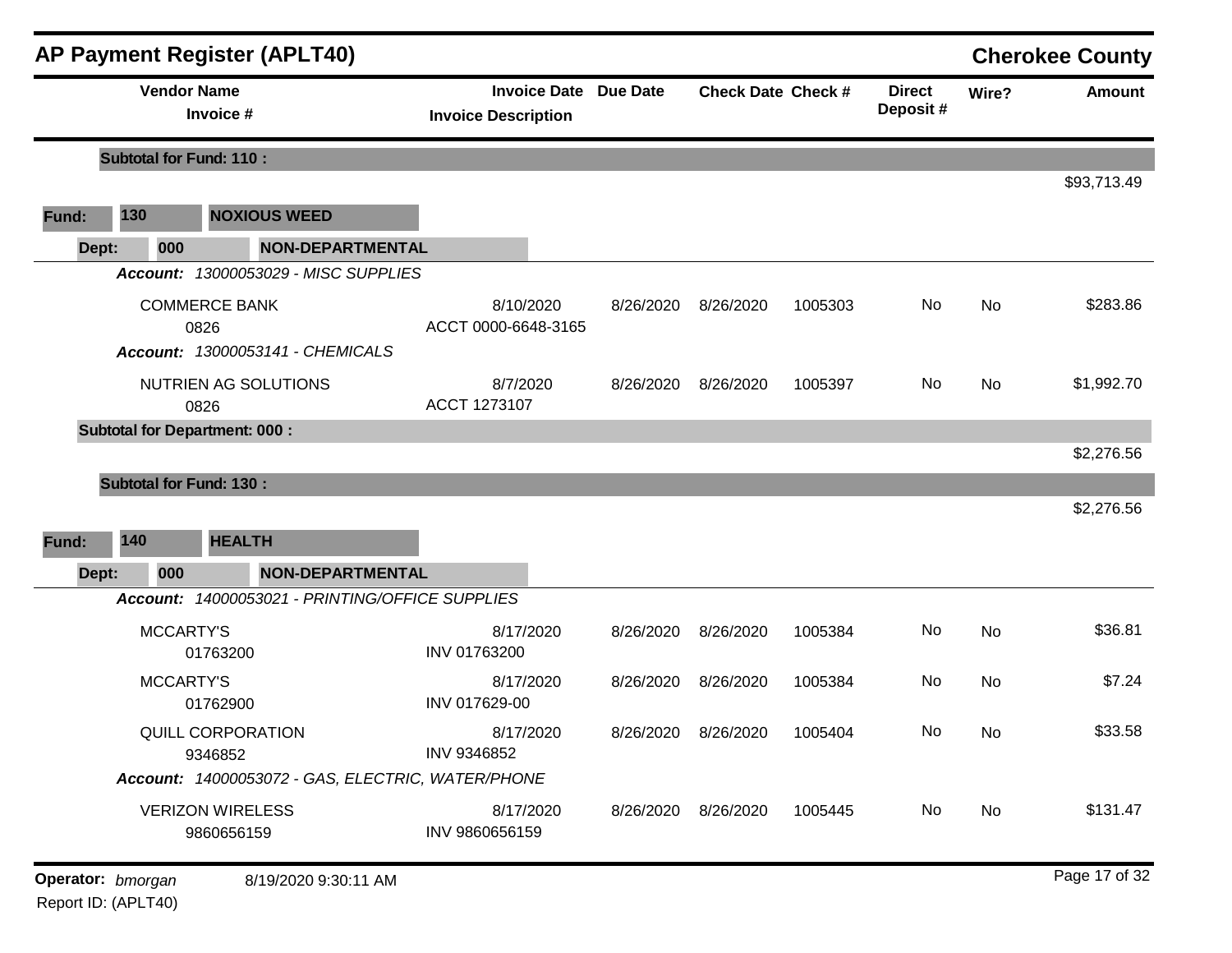## AP Payment Register (APLT40)

**Cherokee County**

| Vendor Name / Invoice # | Invoice Date / Invoice Description | Due Date | Check Date | Check # | Direct Deposit # | Wire? | Amount |
|---|---|---|---|---|---|---|---|
| **Subtotal for Fund: 110 :** | | | | | | | $93,713.49 |
| **Fund: 130 NOXIOUS WEED** | | | | | | | |
| **Dept: 000 NON-DEPARTMENTAL** | | | | | | | |
| ***Account: 13000053029 - MISC SUPPLIES*** | | | | | | | |
| COMMERCE BANK<br>0826 | 8/10/2020<br>ACCT 0000-6648-3165 | 8/26/2020 | 8/26/2020 | 1005303 | No | No | $283.86 |
| ***Account: 13000053141 - CHEMICALS*** | | | | | | | |
| NUTRIEN AG SOLUTIONS<br>0826 | 8/7/2020<br>ACCT 1273107 | 8/26/2020 | 8/26/2020 | 1005397 | No | No | $1,992.70 |
| **Subtotal for Department: 000 :** | | | | | | | $2,276.56 |
| **Subtotal for Fund: 130 :** | | | | | | | $2,276.56 |
| **Fund: 140 HEALTH** | | | | | | | |
| **Dept: 000 NON-DEPARTMENTAL** | | | | | | | |
| ***Account: 14000053021 - PRINTING/OFFICE SUPPLIES*** | | | | | | | |
| MCCARTY'S<br>01763200 | 8/17/2020<br>INV 01763200 | 8/26/2020 | 8/26/2020 | 1005384 | No | No | $36.81 |
| MCCARTY'S<br>01762900 | 8/17/2020<br>INV 017629-00 | 8/26/2020 | 8/26/2020 | 1005384 | No | No | $7.24 |
| QUILL CORPORATION<br>9346852 | 8/17/2020<br>INV 9346852 | 8/26/2020 | 8/26/2020 | 1005404 | No | No | $33.58 |
| ***Account: 14000053072 - GAS, ELECTRIC, WATER/PHONE*** | | | | | | | |
| VERIZON WIRELESS<br>9860656159 | 8/17/2020<br>INV 9860656159 | 8/26/2020 | 8/26/2020 | 1005445 | No | No | $131.47 |

**Operator:** *bmorgan* 8/19/2020 9:30:11 AM

Report ID: (APLT40)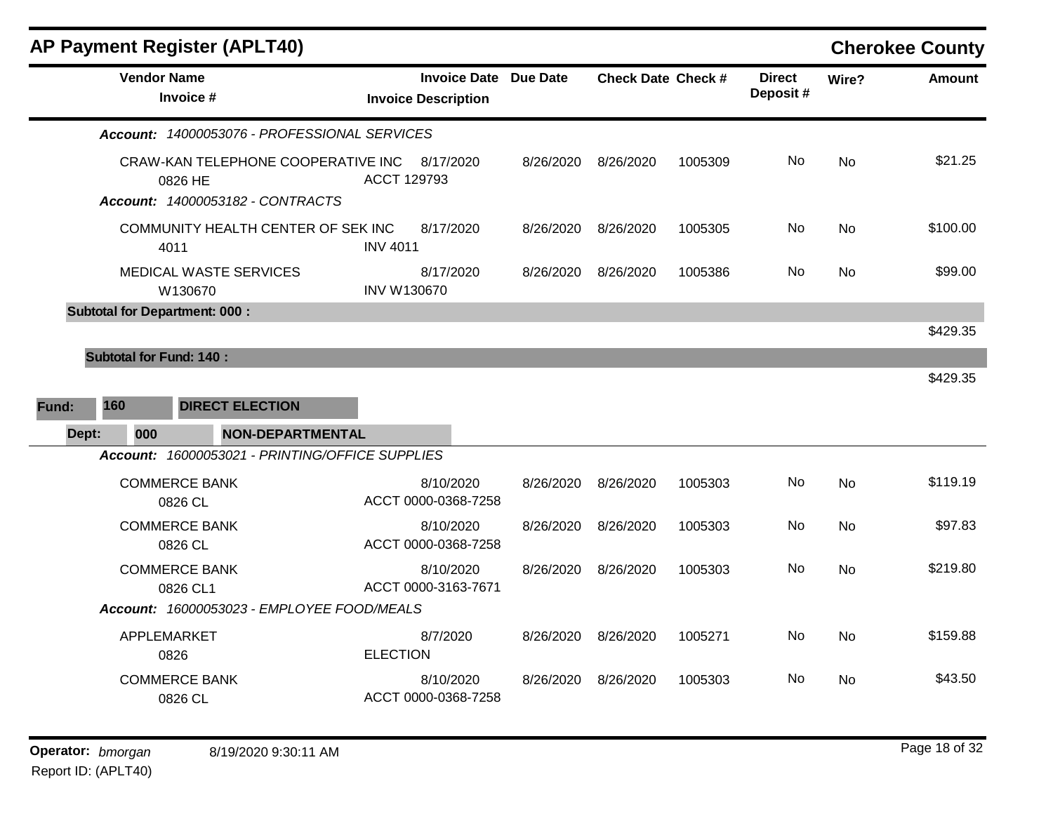# AP Payment Register (APLT40)

**Cherokee County**

| Vendor Name / Invoice # | Invoice Date / Invoice Description | Due Date | Check Date | Check # | Direct Deposit # | Wire? | Amount |
|---|---|---|---|---|---|---|---|
| ***Account:* 14000053076 - PROFESSIONAL SERVICES** | | | | | | | |
| CRAW-KAN TELEPHONE COOPERATIVE INC<br>0826 HE | 8/17/2020<br>ACCT 129793 | 8/26/2020 | 8/26/2020 | 1005309 | No | No | $21.25 |
| ***Account:* 14000053182 - CONTRACTS** | | | | | | | |
| COMMUNITY HEALTH CENTER OF SEK INC<br>4011 | 8/17/2020<br>INV 4011 | 8/26/2020 | 8/26/2020 | 1005305 | No | No | $100.00 |
| MEDICAL WASTE SERVICES<br>W130670 | 8/17/2020<br>INV W130670 | 8/26/2020 | 8/26/2020 | 1005386 | No | No | $99.00 |
| **Subtotal for Department: 000 :** | | | | | | | $429.35 |
| **Subtotal for Fund: 140 :** | | | | | | | $429.35 |

**Fund: 160 DIRECT ELECTION**

**Dept: 000 NON-DEPARTMENTAL**

| Vendor Name / Invoice # | Invoice Date / Invoice Description | Due Date | Check Date | Check # | Direct Deposit # | Wire? | Amount |
|---|---|---|---|---|---|---|---|
| ***Account:* 16000053021 - PRINTING/OFFICE SUPPLIES** | | | | | | | |
| COMMERCE BANK<br>0826 CL | 8/10/2020<br>ACCT 0000-0368-7258 | 8/26/2020 | 8/26/2020 | 1005303 | No | No | $119.19 |
| COMMERCE BANK<br>0826 CL | 8/10/2020<br>ACCT 0000-0368-7258 | 8/26/2020 | 8/26/2020 | 1005303 | No | No | $97.83 |
| COMMERCE BANK<br>0826 CL1 | 8/10/2020<br>ACCT 0000-3163-7671 | 8/26/2020 | 8/26/2020 | 1005303 | No | No | $219.80 |
| ***Account:* 16000053023 - EMPLOYEE FOOD/MEALS** | | | | | | | |
| APPLEMARKET<br>0826 | 8/7/2020<br>ELECTION | 8/26/2020 | 8/26/2020 | 1005271 | No | No | $159.88 |
| COMMERCE BANK<br>0826 CL | 8/10/2020<br>ACCT 0000-0368-7258 | 8/26/2020 | 8/26/2020 | 1005303 | No | No | $43.50 |

**Operator:** *bmorgan* 8/19/2020 9:30:11 AM

Report ID: (APLT40)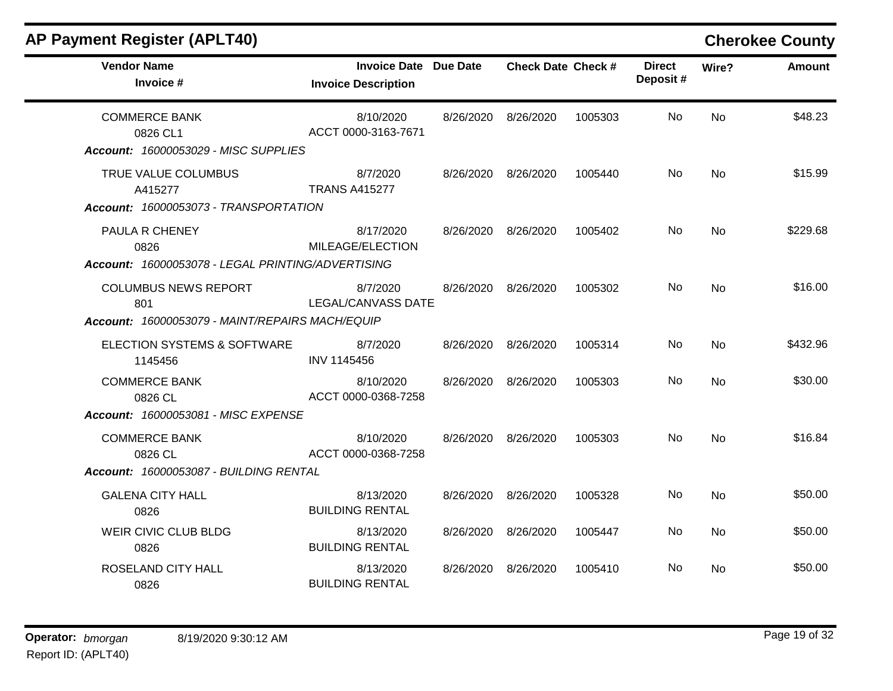## AP Payment Register (APLT40)

**Cherokee County**

| Vendor Name / Invoice # | Invoice Date / Invoice Description | Due Date | Check Date | Check # | Direct Deposit # | Wire? | Amount |
|---|---|---|---|---|---|---|---|
| COMMERCE BANK<br>0826 CL1 | 8/10/2020<br>ACCT 0000-3163-7671 | 8/26/2020 | 8/26/2020 | 1005303 | No | No | $48.23 |
| ***Account:* 16000053029 - MISC SUPPLIES** | | | | | | | |
| TRUE VALUE COLUMBUS<br>A415277 | 8/7/2020<br>TRANS A415277 | 8/26/2020 | 8/26/2020 | 1005440 | No | No | $15.99 |
| ***Account:* 16000053073 - TRANSPORTATION** | | | | | | | |
| PAULA R CHENEY<br>0826 | 8/17/2020<br>MILEAGE/ELECTION | 8/26/2020 | 8/26/2020 | 1005402 | No | No | $229.68 |
| ***Account:* 16000053078 - LEGAL PRINTING/ADVERTISING** | | | | | | | |
| COLUMBUS NEWS REPORT<br>801 | 8/7/2020<br>LEGAL/CANVASS DATE | 8/26/2020 | 8/26/2020 | 1005302 | No | No | $16.00 |
| ***Account:* 16000053079 - MAINT/REPAIRS MACH/EQUIP** | | | | | | | |
| ELECTION SYSTEMS & SOFTWARE<br>1145456 | 8/7/2020<br>INV 1145456 | 8/26/2020 | 8/26/2020 | 1005314 | No | No | $432.96 |
| COMMERCE BANK<br>0826 CL | 8/10/2020<br>ACCT 0000-0368-7258 | 8/26/2020 | 8/26/2020 | 1005303 | No | No | $30.00 |
| ***Account:* 16000053081 - MISC EXPENSE** | | | | | | | |
| COMMERCE BANK<br>0826 CL | 8/10/2020<br>ACCT 0000-0368-7258 | 8/26/2020 | 8/26/2020 | 1005303 | No | No | $16.84 |
| ***Account:* 16000053087 - BUILDING RENTAL** | | | | | | | |
| GALENA CITY HALL<br>0826 | 8/13/2020<br>BUILDING RENTAL | 8/26/2020 | 8/26/2020 | 1005328 | No | No | $50.00 |
| WEIR CIVIC CLUB BLDG<br>0826 | 8/13/2020<br>BUILDING RENTAL | 8/26/2020 | 8/26/2020 | 1005447 | No | No | $50.00 |
| ROSELAND CITY HALL<br>0826 | 8/13/2020<br>BUILDING RENTAL | 8/26/2020 | 8/26/2020 | 1005410 | No | No | $50.00 |

**Operator:** *bmorgan* 8/19/2020 9:30:12 AM
Report ID: (APLT40)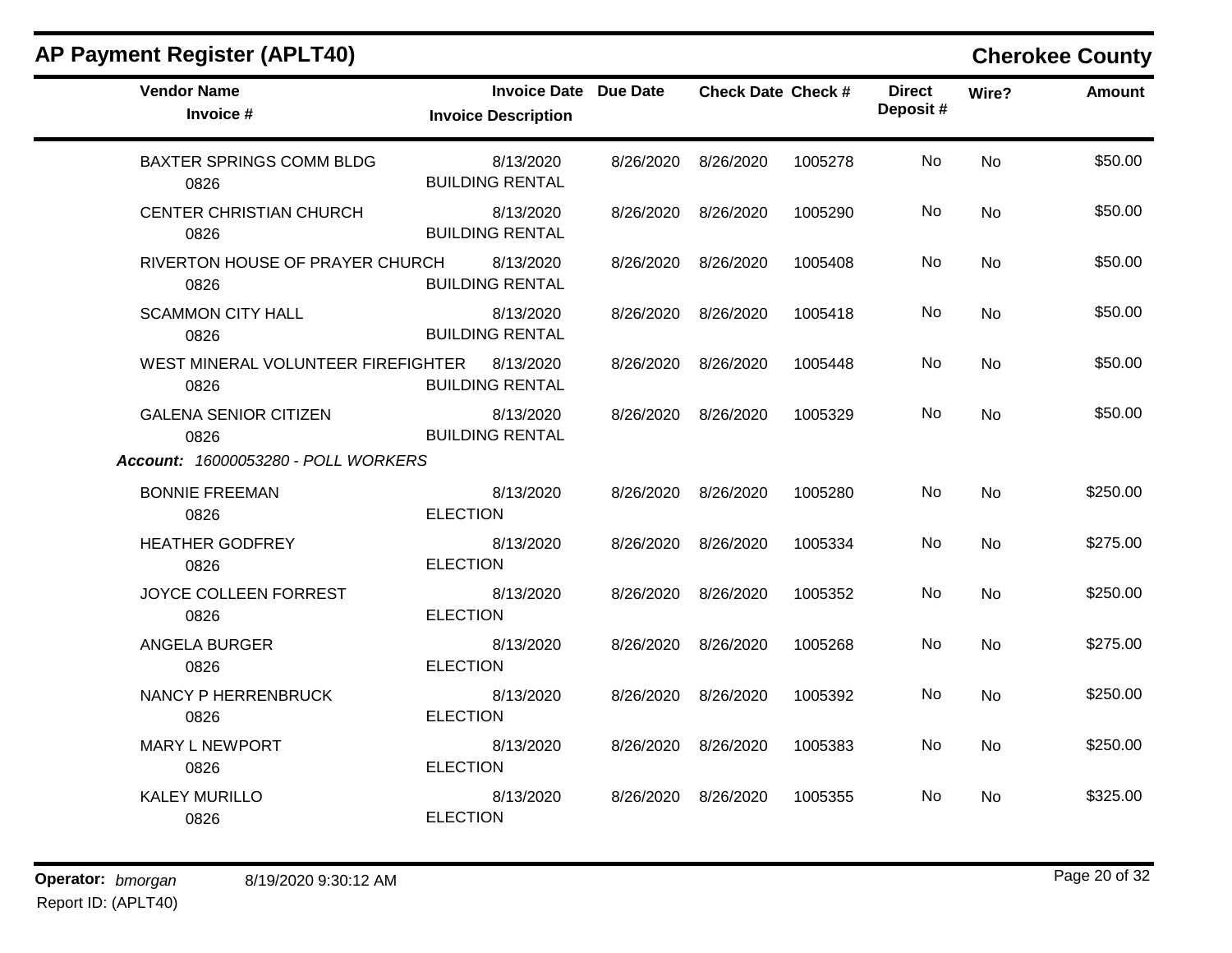## AP Payment Register (APLT40)

**Cherokee County**

| Vendor Name / Invoice # | Invoice Date / Invoice Description | Due Date | Check Date | Check # | Direct Deposit # | Wire? | Amount |
|---|---|---|---|---|---|---|---|
| BAXTER SPRINGS COMM BLDG<br>0826 | 8/13/2020<br>BUILDING RENTAL | 8/26/2020 | 8/26/2020 | 1005278 | No | No | $50.00 |
| CENTER CHRISTIAN CHURCH<br>0826 | 8/13/2020<br>BUILDING RENTAL | 8/26/2020 | 8/26/2020 | 1005290 | No | No | $50.00 |
| RIVERTON HOUSE OF PRAYER CHURCH<br>0826 | 8/13/2020<br>BUILDING RENTAL | 8/26/2020 | 8/26/2020 | 1005408 | No | No | $50.00 |
| SCAMMON CITY HALL<br>0826 | 8/13/2020<br>BUILDING RENTAL | 8/26/2020 | 8/26/2020 | 1005418 | No | No | $50.00 |
| WEST MINERAL VOLUNTEER FIREFIGHTER<br>0826 | 8/13/2020<br>BUILDING RENTAL | 8/26/2020 | 8/26/2020 | 1005448 | No | No | $50.00 |
| GALENA SENIOR CITIZEN<br>0826 | 8/13/2020<br>BUILDING RENTAL | 8/26/2020 | 8/26/2020 | 1005329 | No | No | $50.00 |
| ***Account:** 16000053280 - POLL WORKERS* | | | | | | | |
| BONNIE FREEMAN<br>0826 | 8/13/2020<br>ELECTION | 8/26/2020 | 8/26/2020 | 1005280 | No | No | $250.00 |
| HEATHER GODFREY<br>0826 | 8/13/2020<br>ELECTION | 8/26/2020 | 8/26/2020 | 1005334 | No | No | $275.00 |
| JOYCE COLLEEN FORREST<br>0826 | 8/13/2020<br>ELECTION | 8/26/2020 | 8/26/2020 | 1005352 | No | No | $250.00 |
| ANGELA BURGER<br>0826 | 8/13/2020<br>ELECTION | 8/26/2020 | 8/26/2020 | 1005268 | No | No | $275.00 |
| NANCY P HERRENBRUCK<br>0826 | 8/13/2020<br>ELECTION | 8/26/2020 | 8/26/2020 | 1005392 | No | No | $250.00 |
| MARY L NEWPORT<br>0826 | 8/13/2020<br>ELECTION | 8/26/2020 | 8/26/2020 | 1005383 | No | No | $250.00 |
| KALEY MURILLO<br>0826 | 8/13/2020<br>ELECTION | 8/26/2020 | 8/26/2020 | 1005355 | No | No | $325.00 |

**Operator:** *bmorgan* 8/19/2020 9:30:12 AM

Report ID: (APLT40)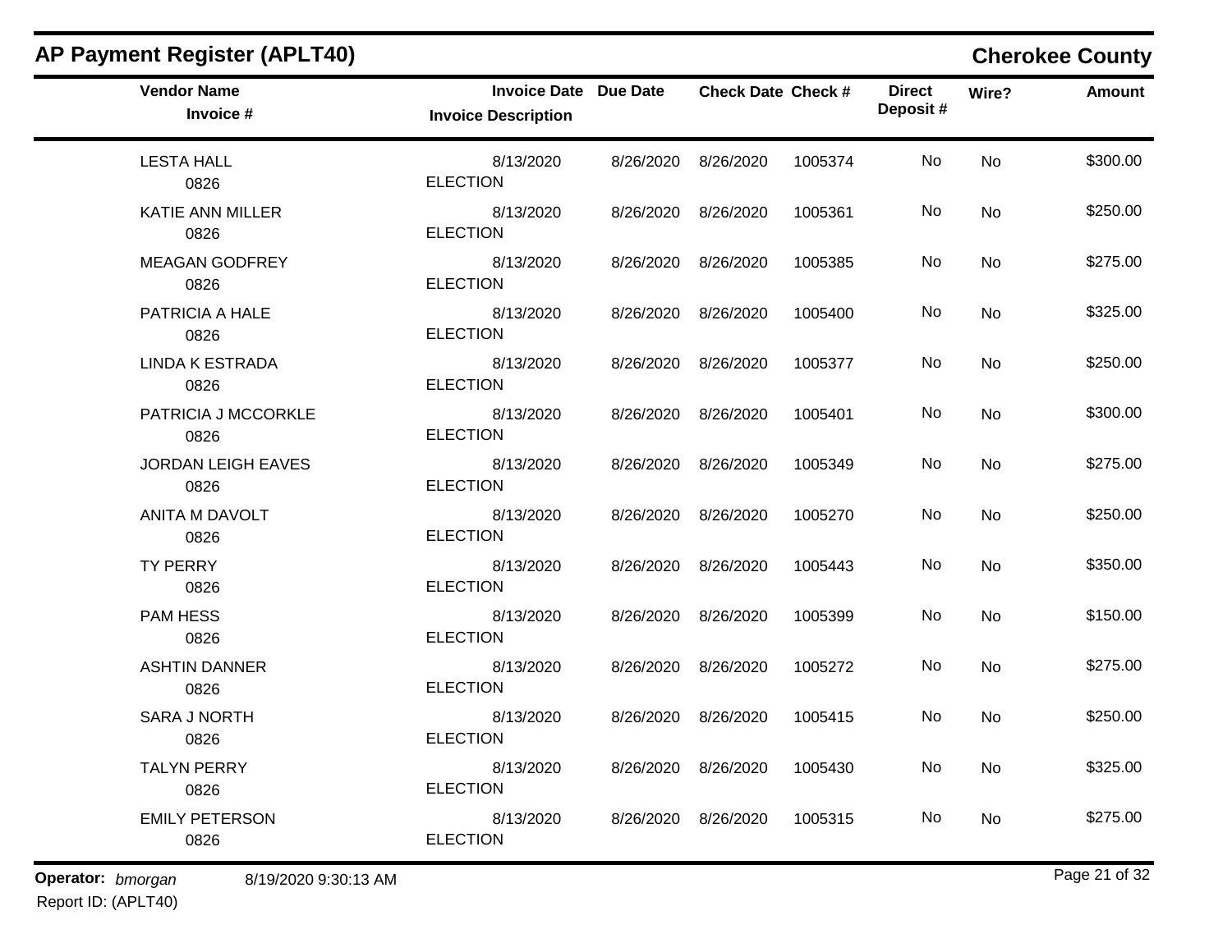## AP Payment Register (APLT40)

**Cherokee County**

| Vendor Name / Invoice # | Invoice Date / Invoice Description | Due Date | Check Date | Check # | Direct Deposit # | Wire? | Amount |
|---|---|---|---|---|---|---|---|
| LESTA HALL<br>0826 | 8/13/2020<br>ELECTION | 8/26/2020 | 8/26/2020 | 1005374 | No | No | $300.00 |
| KATIE ANN MILLER<br>0826 | 8/13/2020<br>ELECTION | 8/26/2020 | 8/26/2020 | 1005361 | No | No | $250.00 |
| MEAGAN GODFREY<br>0826 | 8/13/2020<br>ELECTION | 8/26/2020 | 8/26/2020 | 1005385 | No | No | $275.00 |
| PATRICIA A HALE<br>0826 | 8/13/2020<br>ELECTION | 8/26/2020 | 8/26/2020 | 1005400 | No | No | $325.00 |
| LINDA K ESTRADA<br>0826 | 8/13/2020<br>ELECTION | 8/26/2020 | 8/26/2020 | 1005377 | No | No | $250.00 |
| PATRICIA J MCCORKLE<br>0826 | 8/13/2020<br>ELECTION | 8/26/2020 | 8/26/2020 | 1005401 | No | No | $300.00 |
| JORDAN LEIGH EAVES<br>0826 | 8/13/2020<br>ELECTION | 8/26/2020 | 8/26/2020 | 1005349 | No | No | $275.00 |
| ANITA M DAVOLT<br>0826 | 8/13/2020<br>ELECTION | 8/26/2020 | 8/26/2020 | 1005270 | No | No | $250.00 |
| TY PERRY<br>0826 | 8/13/2020<br>ELECTION | 8/26/2020 | 8/26/2020 | 1005443 | No | No | $350.00 |
| PAM HESS<br>0826 | 8/13/2020<br>ELECTION | 8/26/2020 | 8/26/2020 | 1005399 | No | No | $150.00 |
| ASHTIN DANNER<br>0826 | 8/13/2020<br>ELECTION | 8/26/2020 | 8/26/2020 | 1005272 | No | No | $275.00 |
| SARA J NORTH<br>0826 | 8/13/2020<br>ELECTION | 8/26/2020 | 8/26/2020 | 1005415 | No | No | $250.00 |
| TALYN PERRY<br>0826 | 8/13/2020<br>ELECTION | 8/26/2020 | 8/26/2020 | 1005430 | No | No | $325.00 |
| EMILY PETERSON<br>0826 | 8/13/2020<br>ELECTION | 8/26/2020 | 8/26/2020 | 1005315 | No | No | $275.00 |

**Operator:** *bmorgan* 8/19/2020 9:30:13 AM

Report ID: (APLT40)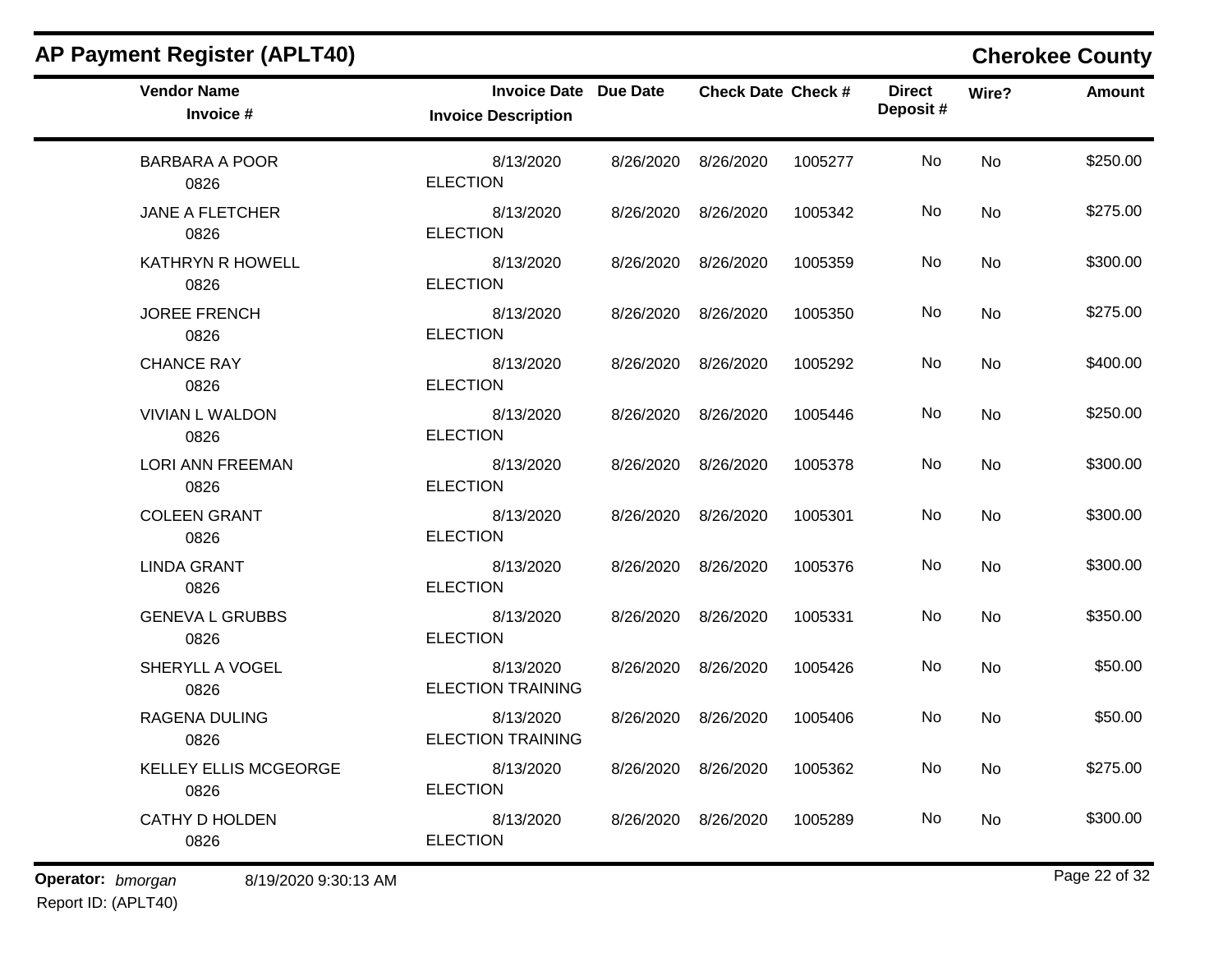## AP Payment Register (APLT40)

**Cherokee County**

| Vendor Name / Invoice # | Invoice Date / Invoice Description | Due Date | Check Date | Check # | Direct Deposit # | Wire? | Amount |
|---|---|---|---|---|---|---|---|
| BARBARA A POOR<br>0826 | 8/13/2020<br>ELECTION | 8/26/2020 | 8/26/2020 | 1005277 | No | No | $250.00 |
| JANE A FLETCHER<br>0826 | 8/13/2020<br>ELECTION | 8/26/2020 | 8/26/2020 | 1005342 | No | No | $275.00 |
| KATHRYN R HOWELL<br>0826 | 8/13/2020<br>ELECTION | 8/26/2020 | 8/26/2020 | 1005359 | No | No | $300.00 |
| JOREE FRENCH<br>0826 | 8/13/2020<br>ELECTION | 8/26/2020 | 8/26/2020 | 1005350 | No | No | $275.00 |
| CHANCE RAY<br>0826 | 8/13/2020<br>ELECTION | 8/26/2020 | 8/26/2020 | 1005292 | No | No | $400.00 |
| VIVIAN L WALDON<br>0826 | 8/13/2020<br>ELECTION | 8/26/2020 | 8/26/2020 | 1005446 | No | No | $250.00 |
| LORI ANN FREEMAN<br>0826 | 8/13/2020<br>ELECTION | 8/26/2020 | 8/26/2020 | 1005378 | No | No | $300.00 |
| COLEEN GRANT<br>0826 | 8/13/2020<br>ELECTION | 8/26/2020 | 8/26/2020 | 1005301 | No | No | $300.00 |
| LINDA GRANT<br>0826 | 8/13/2020<br>ELECTION | 8/26/2020 | 8/26/2020 | 1005376 | No | No | $300.00 |
| GENEVA L GRUBBS<br>0826 | 8/13/2020<br>ELECTION | 8/26/2020 | 8/26/2020 | 1005331 | No | No | $350.00 |
| SHERYLL A VOGEL<br>0826 | 8/13/2020<br>ELECTION TRAINING | 8/26/2020 | 8/26/2020 | 1005426 | No | No | $50.00 |
| RAGENA DULING<br>0826 | 8/13/2020<br>ELECTION TRAINING | 8/26/2020 | 8/26/2020 | 1005406 | No | No | $50.00 |
| KELLEY ELLIS MCGEORGE<br>0826 | 8/13/2020<br>ELECTION | 8/26/2020 | 8/26/2020 | 1005362 | No | No | $275.00 |
| CATHY D HOLDEN<br>0826 | 8/13/2020<br>ELECTION | 8/26/2020 | 8/26/2020 | 1005289 | No | No | $300.00 |

**Operator:** *bmorgan* 8/19/2020 9:30:13 AM

Report ID: (APLT40)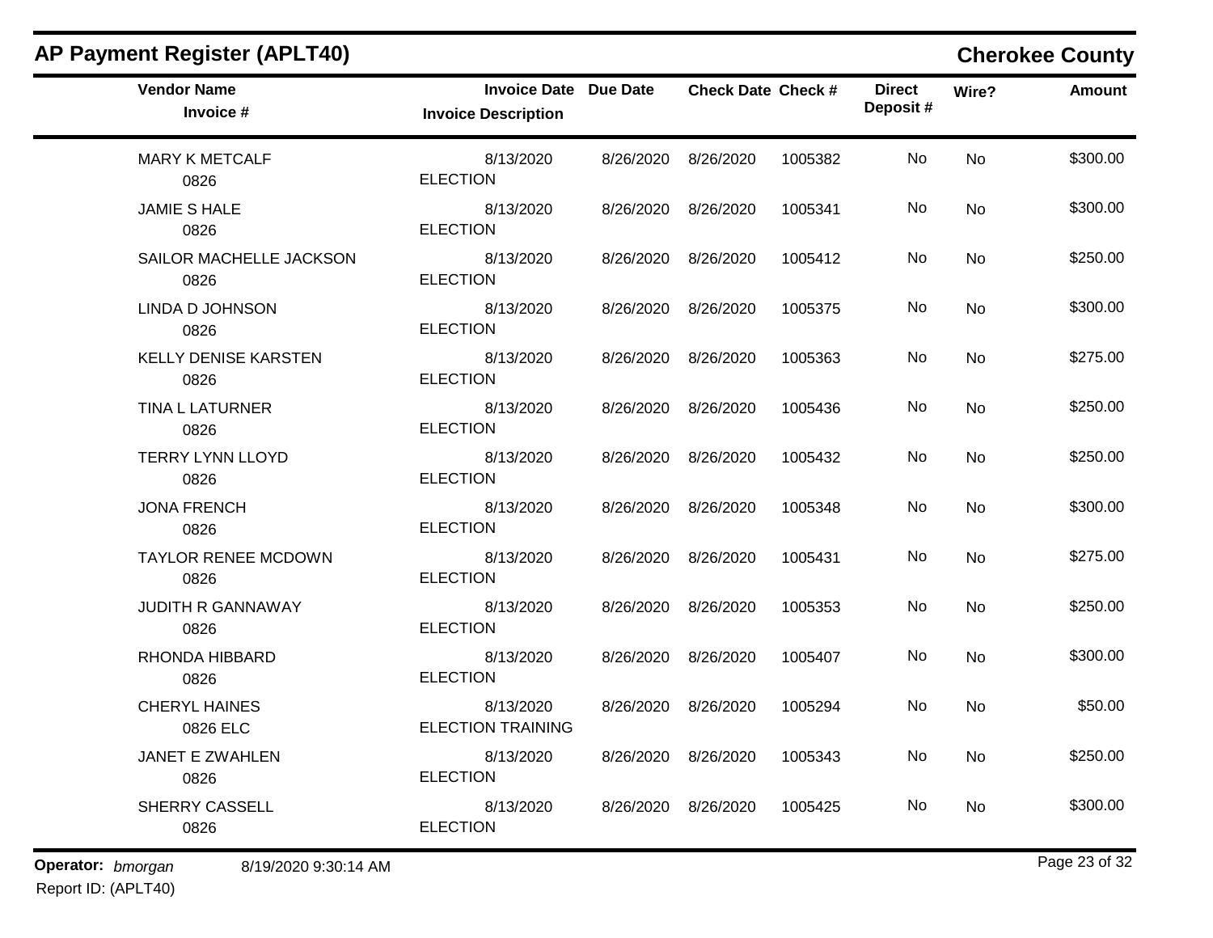## AP Payment Register (APLT40)

**Cherokee County**

| Vendor Name / Invoice # | Invoice Date / Invoice Description | Due Date | Check Date | Check # | Direct Deposit # | Wire? | Amount |
|---|---|---|---|---|---|---|---|
| MARY K METCALF<br>0826 | 8/13/2020<br>ELECTION | 8/26/2020 | 8/26/2020 | 1005382 | No | No | $300.00 |
| JAMIE S HALE<br>0826 | 8/13/2020<br>ELECTION | 8/26/2020 | 8/26/2020 | 1005341 | No | No | $300.00 |
| SAILOR MACHELLE JACKSON<br>0826 | 8/13/2020<br>ELECTION | 8/26/2020 | 8/26/2020 | 1005412 | No | No | $250.00 |
| LINDA D JOHNSON<br>0826 | 8/13/2020<br>ELECTION | 8/26/2020 | 8/26/2020 | 1005375 | No | No | $300.00 |
| KELLY DENISE KARSTEN<br>0826 | 8/13/2020<br>ELECTION | 8/26/2020 | 8/26/2020 | 1005363 | No | No | $275.00 |
| TINA L LATURNER<br>0826 | 8/13/2020<br>ELECTION | 8/26/2020 | 8/26/2020 | 1005436 | No | No | $250.00 |
| TERRY LYNN LLOYD<br>0826 | 8/13/2020<br>ELECTION | 8/26/2020 | 8/26/2020 | 1005432 | No | No | $250.00 |
| JONA FRENCH<br>0826 | 8/13/2020<br>ELECTION | 8/26/2020 | 8/26/2020 | 1005348 | No | No | $300.00 |
| TAYLOR RENEE MCDOWN<br>0826 | 8/13/2020<br>ELECTION | 8/26/2020 | 8/26/2020 | 1005431 | No | No | $275.00 |
| JUDITH R GANNAWAY<br>0826 | 8/13/2020<br>ELECTION | 8/26/2020 | 8/26/2020 | 1005353 | No | No | $250.00 |
| RHONDA HIBBARD<br>0826 | 8/13/2020<br>ELECTION | 8/26/2020 | 8/26/2020 | 1005407 | No | No | $300.00 |
| CHERYL HAINES<br>0826 ELC | 8/13/2020<br>ELECTION TRAINING | 8/26/2020 | 8/26/2020 | 1005294 | No | No | $50.00 |
| JANET E ZWAHLEN<br>0826 | 8/13/2020<br>ELECTION | 8/26/2020 | 8/26/2020 | 1005343 | No | No | $250.00 |
| SHERRY CASSELL<br>0826 | 8/13/2020<br>ELECTION | 8/26/2020 | 8/26/2020 | 1005425 | No | No | $300.00 |

**Operator:** *bmorgan* 8/19/2020 9:30:14 AM
Report ID: (APLT40)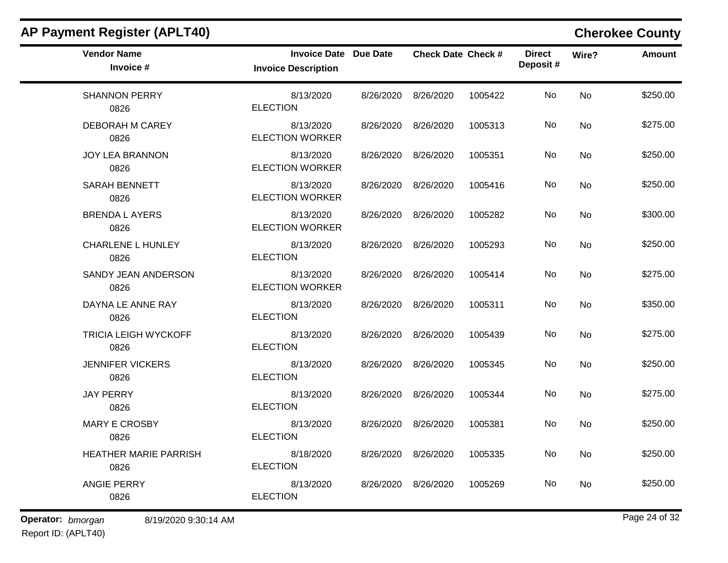## AP Payment Register (APLT40)

**Cherokee County**

| Vendor Name / Invoice # | Invoice Date / Invoice Description | Due Date | Check Date | Check # | Direct Deposit # | Wire? | Amount |
|---|---|---|---|---|---|---|---|
| SHANNON PERRY<br>0826 | 8/13/2020<br>ELECTION | 8/26/2020 | 8/26/2020 | 1005422 | No | No | $250.00 |
| DEBORAH M CAREY<br>0826 | 8/13/2020<br>ELECTION WORKER | 8/26/2020 | 8/26/2020 | 1005313 | No | No | $275.00 |
| JOY LEA BRANNON<br>0826 | 8/13/2020<br>ELECTION WORKER | 8/26/2020 | 8/26/2020 | 1005351 | No | No | $250.00 |
| SARAH BENNETT<br>0826 | 8/13/2020<br>ELECTION WORKER | 8/26/2020 | 8/26/2020 | 1005416 | No | No | $250.00 |
| BRENDA L AYERS<br>0826 | 8/13/2020<br>ELECTION WORKER | 8/26/2020 | 8/26/2020 | 1005282 | No | No | $300.00 |
| CHARLENE L HUNLEY<br>0826 | 8/13/2020<br>ELECTION | 8/26/2020 | 8/26/2020 | 1005293 | No | No | $250.00 |
| SANDY JEAN ANDERSON<br>0826 | 8/13/2020<br>ELECTION WORKER | 8/26/2020 | 8/26/2020 | 1005414 | No | No | $275.00 |
| DAYNA LE ANNE RAY<br>0826 | 8/13/2020<br>ELECTION | 8/26/2020 | 8/26/2020 | 1005311 | No | No | $350.00 |
| TRICIA LEIGH WYCKOFF<br>0826 | 8/13/2020<br>ELECTION | 8/26/2020 | 8/26/2020 | 1005439 | No | No | $275.00 |
| JENNIFER VICKERS<br>0826 | 8/13/2020<br>ELECTION | 8/26/2020 | 8/26/2020 | 1005345 | No | No | $250.00 |
| JAY PERRY<br>0826 | 8/13/2020<br>ELECTION | 8/26/2020 | 8/26/2020 | 1005344 | No | No | $275.00 |
| MARY E CROSBY<br>0826 | 8/13/2020<br>ELECTION | 8/26/2020 | 8/26/2020 | 1005381 | No | No | $250.00 |
| HEATHER MARIE PARRISH<br>0826 | 8/18/2020<br>ELECTION | 8/26/2020 | 8/26/2020 | 1005335 | No | No | $250.00 |
| ANGIE PERRY<br>0826 | 8/13/2020<br>ELECTION | 8/26/2020 | 8/26/2020 | 1005269 | No | No | $250.00 |

**Operator:** *bmorgan* 8/19/2020 9:30:14 AM

Report ID: (APLT40)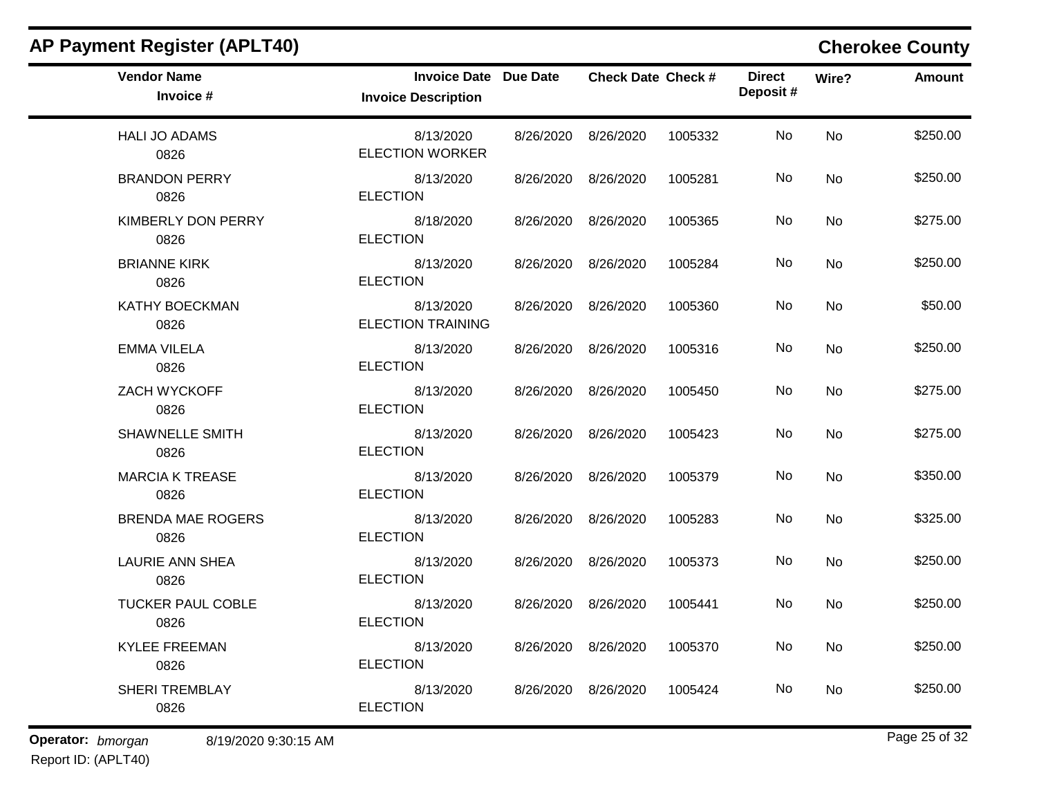## AP Payment Register (APLT40)

## Cherokee County

| Vendor Name / Invoice # | Invoice Date / Invoice Description | Due Date | Check Date | Check # | Direct Deposit # | Wire? | Amount |
|---|---|---|---|---|---|---|---|
| HALI JO ADAMS 0826 | 8/13/2020 ELECTION WORKER | 8/26/2020 | 8/26/2020 | 1005332 | No | No | $250.00 |
| BRANDON PERRY 0826 | 8/13/2020 ELECTION | 8/26/2020 | 8/26/2020 | 1005281 | No | No | $250.00 |
| KIMBERLY DON PERRY 0826 | 8/18/2020 ELECTION | 8/26/2020 | 8/26/2020 | 1005365 | No | No | $275.00 |
| BRIANNE KIRK 0826 | 8/13/2020 ELECTION | 8/26/2020 | 8/26/2020 | 1005284 | No | No | $250.00 |
| KATHY BOECKMAN 0826 | 8/13/2020 ELECTION TRAINING | 8/26/2020 | 8/26/2020 | 1005360 | No | No | $50.00 |
| EMMA VILELA 0826 | 8/13/2020 ELECTION | 8/26/2020 | 8/26/2020 | 1005316 | No | No | $250.00 |
| ZACH WYCKOFF 0826 | 8/13/2020 ELECTION | 8/26/2020 | 8/26/2020 | 1005450 | No | No | $275.00 |
| SHAWNELLE SMITH 0826 | 8/13/2020 ELECTION | 8/26/2020 | 8/26/2020 | 1005423 | No | No | $275.00 |
| MARCIA K TREASE 0826 | 8/13/2020 ELECTION | 8/26/2020 | 8/26/2020 | 1005379 | No | No | $350.00 |
| BRENDA MAE ROGERS 0826 | 8/13/2020 ELECTION | 8/26/2020 | 8/26/2020 | 1005283 | No | No | $325.00 |
| LAURIE ANN SHEA 0826 | 8/13/2020 ELECTION | 8/26/2020 | 8/26/2020 | 1005373 | No | No | $250.00 |
| TUCKER PAUL COBLE 0826 | 8/13/2020 ELECTION | 8/26/2020 | 8/26/2020 | 1005441 | No | No | $250.00 |
| KYLEE FREEMAN 0826 | 8/13/2020 ELECTION | 8/26/2020 | 8/26/2020 | 1005370 | No | No | $250.00 |
| SHERI TREMBLAY 0826 | 8/13/2020 ELECTION | 8/26/2020 | 8/26/2020 | 1005424 | No | No | $250.00 |

**Operator:** *bmorgan* 8/19/2020 9:30:15 AM
Report ID: (APLT40)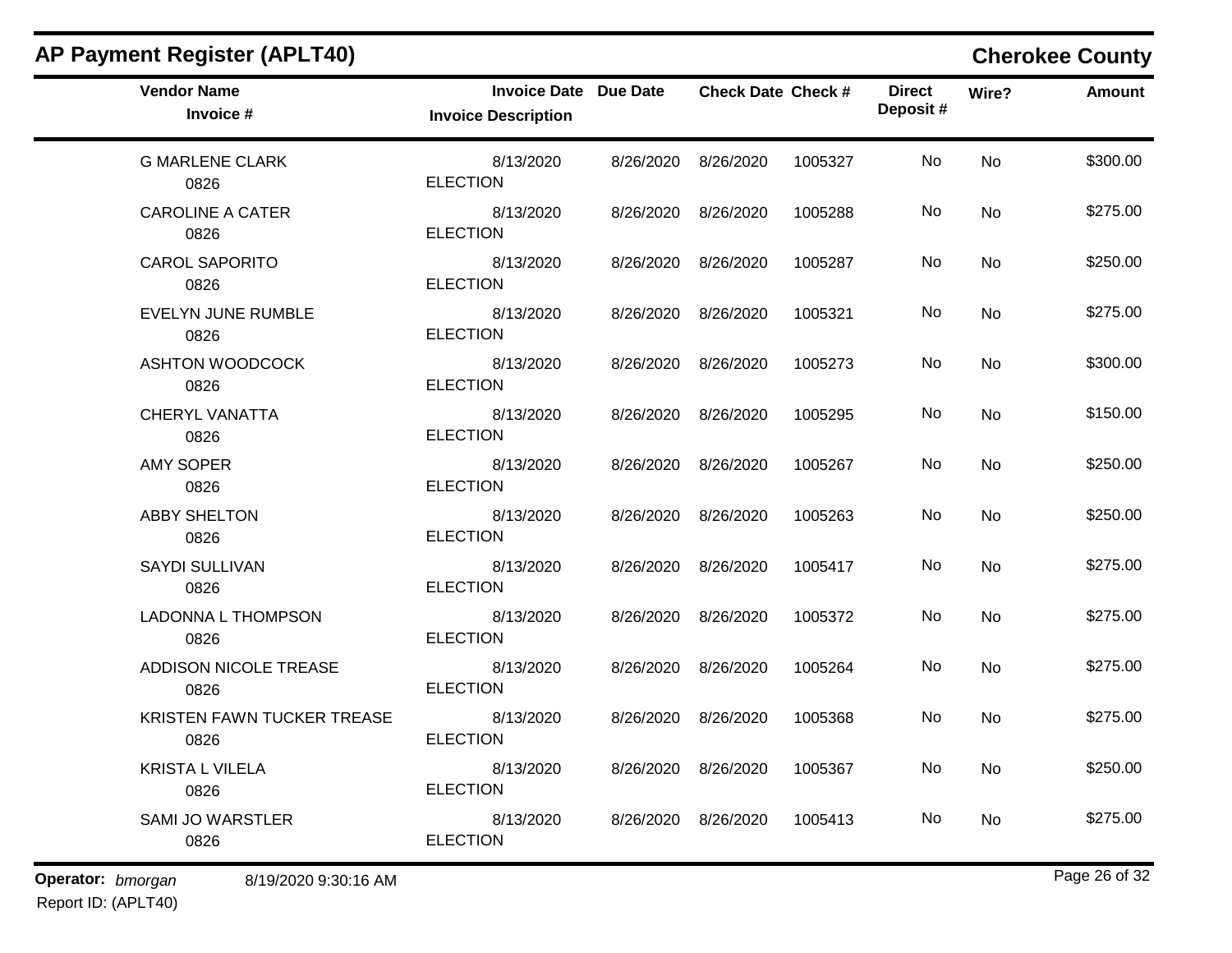# AP Payment Register (APLT40)

## Cherokee County

| Vendor Name / Invoice # | Invoice Date / Invoice Description | Due Date | Check Date | Check # | Direct Deposit # | Wire? | Amount |
|---|---|---|---|---|---|---|---|
| G MARLENE CLARK<br>0826 | 8/13/2020<br>ELECTION | 8/26/2020 | 8/26/2020 | 1005327 | No | No | $300.00 |
| CAROLINE A CATER<br>0826 | 8/13/2020<br>ELECTION | 8/26/2020 | 8/26/2020 | 1005288 | No | No | $275.00 |
| CAROL SAPORITO<br>0826 | 8/13/2020<br>ELECTION | 8/26/2020 | 8/26/2020 | 1005287 | No | No | $250.00 |
| EVELYN JUNE RUMBLE<br>0826 | 8/13/2020<br>ELECTION | 8/26/2020 | 8/26/2020 | 1005321 | No | No | $275.00 |
| ASHTON WOODCOCK<br>0826 | 8/13/2020<br>ELECTION | 8/26/2020 | 8/26/2020 | 1005273 | No | No | $300.00 |
| CHERYL VANATTA<br>0826 | 8/13/2020<br>ELECTION | 8/26/2020 | 8/26/2020 | 1005295 | No | No | $150.00 |
| AMY SOPER<br>0826 | 8/13/2020<br>ELECTION | 8/26/2020 | 8/26/2020 | 1005267 | No | No | $250.00 |
| ABBY SHELTON<br>0826 | 8/13/2020<br>ELECTION | 8/26/2020 | 8/26/2020 | 1005263 | No | No | $250.00 |
| SAYDI SULLIVAN<br>0826 | 8/13/2020<br>ELECTION | 8/26/2020 | 8/26/2020 | 1005417 | No | No | $275.00 |
| LADONNA L THOMPSON<br>0826 | 8/13/2020<br>ELECTION | 8/26/2020 | 8/26/2020 | 1005372 | No | No | $275.00 |
| ADDISON NICOLE TREASE<br>0826 | 8/13/2020<br>ELECTION | 8/26/2020 | 8/26/2020 | 1005264 | No | No | $275.00 |
| KRISTEN FAWN TUCKER TREASE<br>0826 | 8/13/2020<br>ELECTION | 8/26/2020 | 8/26/2020 | 1005368 | No | No | $275.00 |
| KRISTA L VILELA<br>0826 | 8/13/2020<br>ELECTION | 8/26/2020 | 8/26/2020 | 1005367 | No | No | $250.00 |
| SAMI JO WARSTLER<br>0826 | 8/13/2020<br>ELECTION | 8/26/2020 | 8/26/2020 | 1005413 | No | No | $275.00 |

**Operator:** *bmorgan* 8/19/2020 9:30:16 AM

Report ID: (APLT40)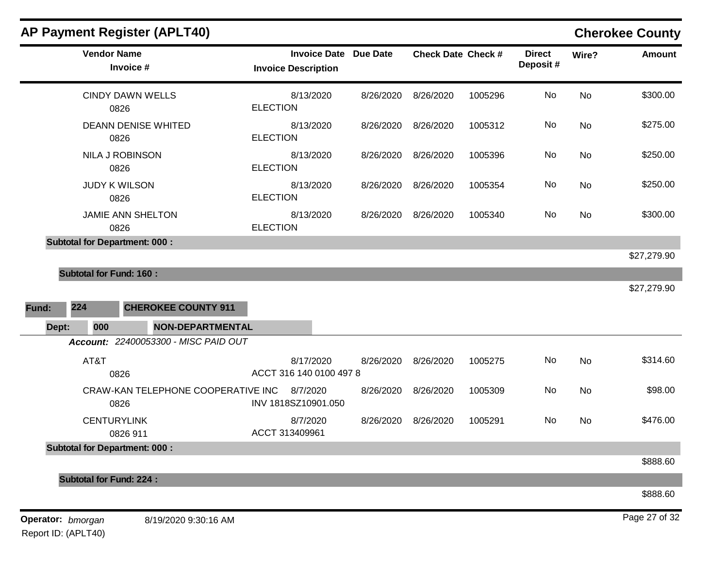## AP Payment Register (APLT40)

**Cherokee County**

| Vendor Name / Invoice # | Invoice Date / Invoice Description | Due Date | Check Date | Check # | Direct Deposit # | Wire? | Amount |
|---|---|---|---|---|---|---|---|
| CINDY DAWN WELLS<br>0826 | 8/13/2020<br>ELECTION | 8/26/2020 | 8/26/2020 | 1005296 | No | No | $300.00 |
| DEANN DENISE WHITED<br>0826 | 8/13/2020<br>ELECTION | 8/26/2020 | 8/26/2020 | 1005312 | No | No | $275.00 |
| NILA J ROBINSON<br>0826 | 8/13/2020<br>ELECTION | 8/26/2020 | 8/26/2020 | 1005396 | No | No | $250.00 |
| JUDY K WILSON<br>0826 | 8/13/2020<br>ELECTION | 8/26/2020 | 8/26/2020 | 1005354 | No | No | $250.00 |
| JAMIE ANN SHELTON<br>0826 | 8/13/2020<br>ELECTION | 8/26/2020 | 8/26/2020 | 1005340 | No | No | $300.00 |
| **Subtotal for Department: 000 :** | | | | | | | $27,279.90 |
| **Subtotal for Fund: 160 :** | | | | | | | $27,279.90 |

**Fund:** 224 **CHEROKEE COUNTY 911**

**Dept:** 000 **NON-DEPARTMENTAL**

***Account:*** *22400053300 - MISC PAID OUT*

| Vendor Name / Invoice # | Invoice Date / Invoice Description | Due Date | Check Date | Check # | Direct Deposit # | Wire? | Amount |
|---|---|---|---|---|---|---|---|
| AT&T<br>0826 | 8/17/2020<br>ACCT 316 140 0100 497 8 | 8/26/2020 | 8/26/2020 | 1005275 | No | No | $314.60 |
| CRAW-KAN TELEPHONE COOPERATIVE INC<br>0826 | 8/7/2020<br>INV 1818SZ10901.050 | 8/26/2020 | 8/26/2020 | 1005309 | No | No | $98.00 |
| CENTURYLINK<br>0826 911 | 8/7/2020<br>ACCT 313409961 | 8/26/2020 | 8/26/2020 | 1005291 | No | No | $476.00 |
| **Subtotal for Department: 000 :** | | | | | | | $888.60 |
| **Subtotal for Fund: 224 :** | | | | | | | $888.60 |

**Operator:** *bmorgan* 8/19/2020 9:30:16 AM

Report ID: (APLT40)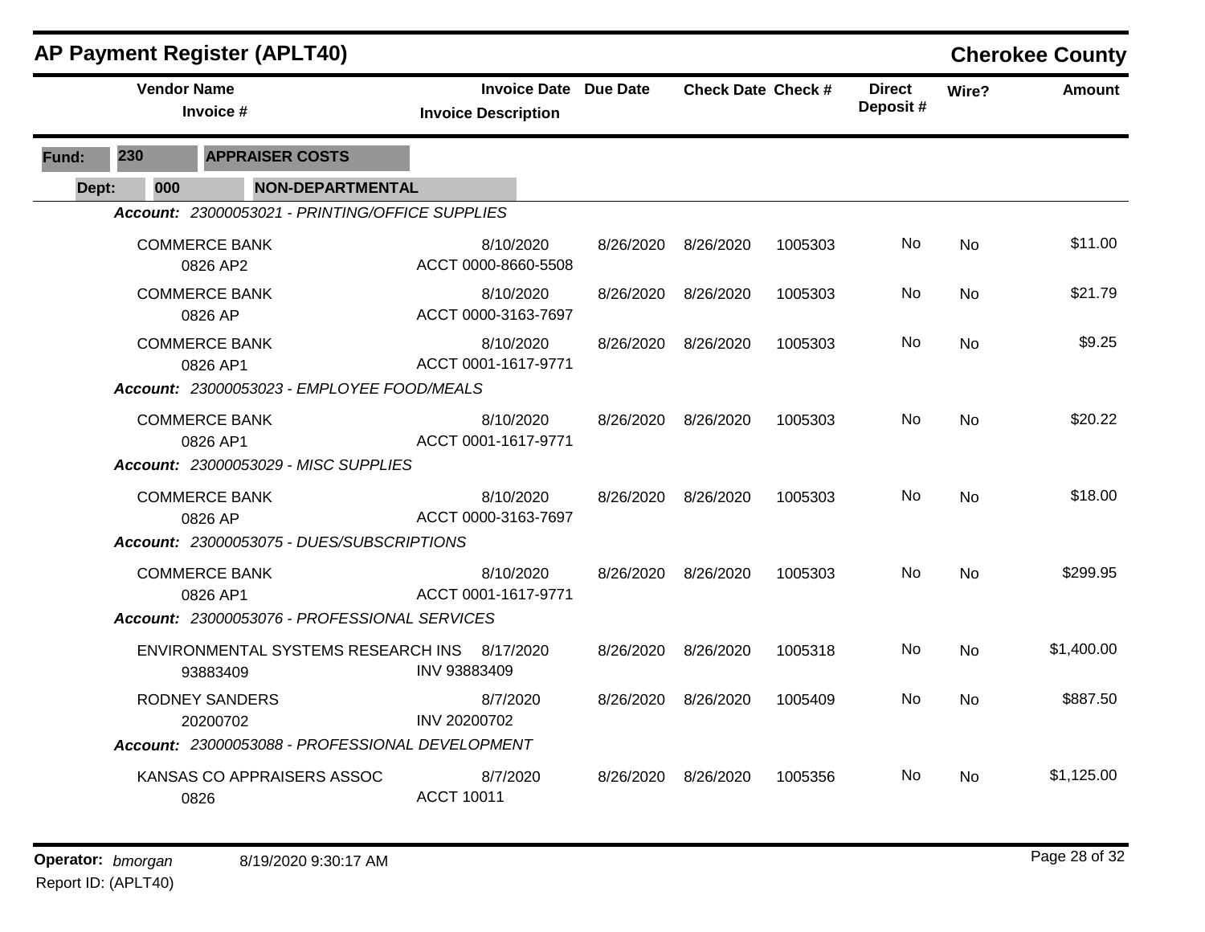# AP Payment Register (APLT40)

**Cherokee County**

| Vendor Name / Invoice # | Invoice Date / Invoice Description | Due Date | Check Date | Check # | Direct Deposit # | Wire? | Amount |
|---|---|---|---|---|---|---|---|

**Fund:** 230 **APPRAISER COSTS**

**Dept:** 000 **NON-DEPARTMENTAL**

*Account: 23000053021 - PRINTING/OFFICE SUPPLIES*

| Vendor Name / Invoice # | Invoice Date / Invoice Description | Due Date | Check Date | Check # | Direct Deposit # | Wire? | Amount |
|---|---|---|---|---|---|---|---|
| COMMERCE BANK<br>0826 AP2 | 8/10/2020<br>ACCT 0000-8660-5508 | 8/26/2020 | 8/26/2020 | 1005303 | No | No | $11.00 |
| COMMERCE BANK<br>0826 AP | 8/10/2020<br>ACCT 0000-3163-7697 | 8/26/2020 | 8/26/2020 | 1005303 | No | No | $21.79 |
| COMMERCE BANK<br>0826 AP1 | 8/10/2020<br>ACCT 0001-1617-9771 | 8/26/2020 | 8/26/2020 | 1005303 | No | No | $9.25 |

*Account: 23000053023 - EMPLOYEE FOOD/MEALS*

| Vendor Name / Invoice # | Invoice Date / Invoice Description | Due Date | Check Date | Check # | Direct Deposit # | Wire? | Amount |
|---|---|---|---|---|---|---|---|
| COMMERCE BANK<br>0826 AP1 | 8/10/2020<br>ACCT 0001-1617-9771 | 8/26/2020 | 8/26/2020 | 1005303 | No | No | $20.22 |

*Account: 23000053029 - MISC SUPPLIES*

| Vendor Name / Invoice # | Invoice Date / Invoice Description | Due Date | Check Date | Check # | Direct Deposit # | Wire? | Amount |
|---|---|---|---|---|---|---|---|
| COMMERCE BANK<br>0826 AP | 8/10/2020<br>ACCT 0000-3163-7697 | 8/26/2020 | 8/26/2020 | 1005303 | No | No | $18.00 |

*Account: 23000053075 - DUES/SUBSCRIPTIONS*

| Vendor Name / Invoice # | Invoice Date / Invoice Description | Due Date | Check Date | Check # | Direct Deposit # | Wire? | Amount |
|---|---|---|---|---|---|---|---|
| COMMERCE BANK<br>0826 AP1 | 8/10/2020<br>ACCT 0001-1617-9771 | 8/26/2020 | 8/26/2020 | 1005303 | No | No | $299.95 |

*Account: 23000053076 - PROFESSIONAL SERVICES*

| Vendor Name / Invoice # | Invoice Date / Invoice Description | Due Date | Check Date | Check # | Direct Deposit # | Wire? | Amount |
|---|---|---|---|---|---|---|---|
| ENVIRONMENTAL SYSTEMS RESEARCH INS<br>93883409 | 8/17/2020<br>INV 93883409 | 8/26/2020 | 8/26/2020 | 1005318 | No | No | $1,400.00 |
| RODNEY SANDERS<br>20200702 | 8/7/2020<br>INV 20200702 | 8/26/2020 | 8/26/2020 | 1005409 | No | No | $887.50 |

*Account: 23000053088 - PROFESSIONAL DEVELOPMENT*

| Vendor Name / Invoice # | Invoice Date / Invoice Description | Due Date | Check Date | Check # | Direct Deposit # | Wire? | Amount |
|---|---|---|---|---|---|---|---|
| KANSAS CO APPRAISERS ASSOC<br>0826 | 8/7/2020<br>ACCT 10011 | 8/26/2020 | 8/26/2020 | 1005356 | No | No | $1,125.00 |

**Operator:** *bmorgan* 8/19/2020 9:30:17 AM

Report ID: (APLT40)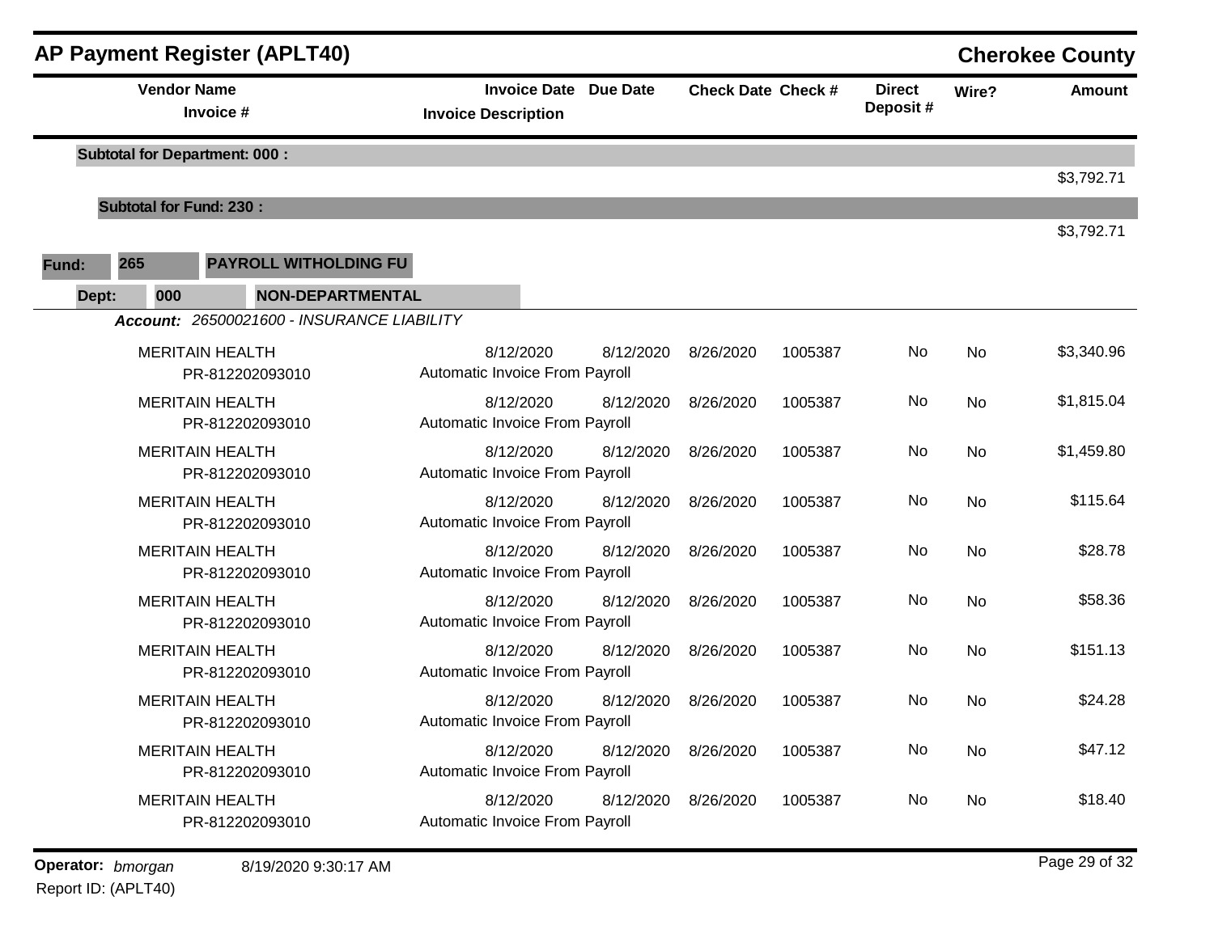## AP Payment Register (APLT40)

**Cherokee County**

| Vendor Name / Invoice # | Invoice Date / Invoice Description | Due Date | Check Date | Check # | Direct Deposit # | Wire? | Amount |
|---|---|---|---|---|---|---|---|
| **Subtotal for Department: 000 :** | | | | | | | $3,792.71 |
| **Subtotal for Fund: 230 :** | | | | | | | $3,792.71 |

**Fund:** 265 **PAYROLL WITHOLDING FU**

**Dept:** 000 **NON-DEPARTMENTAL**

***Account:*** *26500021600 - INSURANCE LIABILITY*

| Vendor Name / Invoice # | Invoice Date / Invoice Description | Due Date | Check Date | Check # | Direct Deposit # | Wire? | Amount |
|---|---|---|---|---|---|---|---|
| MERITAIN HEALTH PR-812202093010 | 8/12/2020 Automatic Invoice From Payroll | 8/12/2020 | 8/26/2020 | 1005387 | No | No | $3,340.96 |
| MERITAIN HEALTH PR-812202093010 | 8/12/2020 Automatic Invoice From Payroll | 8/12/2020 | 8/26/2020 | 1005387 | No | No | $1,815.04 |
| MERITAIN HEALTH PR-812202093010 | 8/12/2020 Automatic Invoice From Payroll | 8/12/2020 | 8/26/2020 | 1005387 | No | No | $1,459.80 |
| MERITAIN HEALTH PR-812202093010 | 8/12/2020 Automatic Invoice From Payroll | 8/12/2020 | 8/26/2020 | 1005387 | No | No | $115.64 |
| MERITAIN HEALTH PR-812202093010 | 8/12/2020 Automatic Invoice From Payroll | 8/12/2020 | 8/26/2020 | 1005387 | No | No | $28.78 |
| MERITAIN HEALTH PR-812202093010 | 8/12/2020 Automatic Invoice From Payroll | 8/12/2020 | 8/26/2020 | 1005387 | No | No | $58.36 |
| MERITAIN HEALTH PR-812202093010 | 8/12/2020 Automatic Invoice From Payroll | 8/12/2020 | 8/26/2020 | 1005387 | No | No | $151.13 |
| MERITAIN HEALTH PR-812202093010 | 8/12/2020 Automatic Invoice From Payroll | 8/12/2020 | 8/26/2020 | 1005387 | No | No | $24.28 |
| MERITAIN HEALTH PR-812202093010 | 8/12/2020 Automatic Invoice From Payroll | 8/12/2020 | 8/26/2020 | 1005387 | No | No | $47.12 |
| MERITAIN HEALTH PR-812202093010 | 8/12/2020 Automatic Invoice From Payroll | 8/12/2020 | 8/26/2020 | 1005387 | No | No | $18.40 |

**Operator:** *bmorgan* 8/19/2020 9:30:17 AM

Report ID: (APLT40)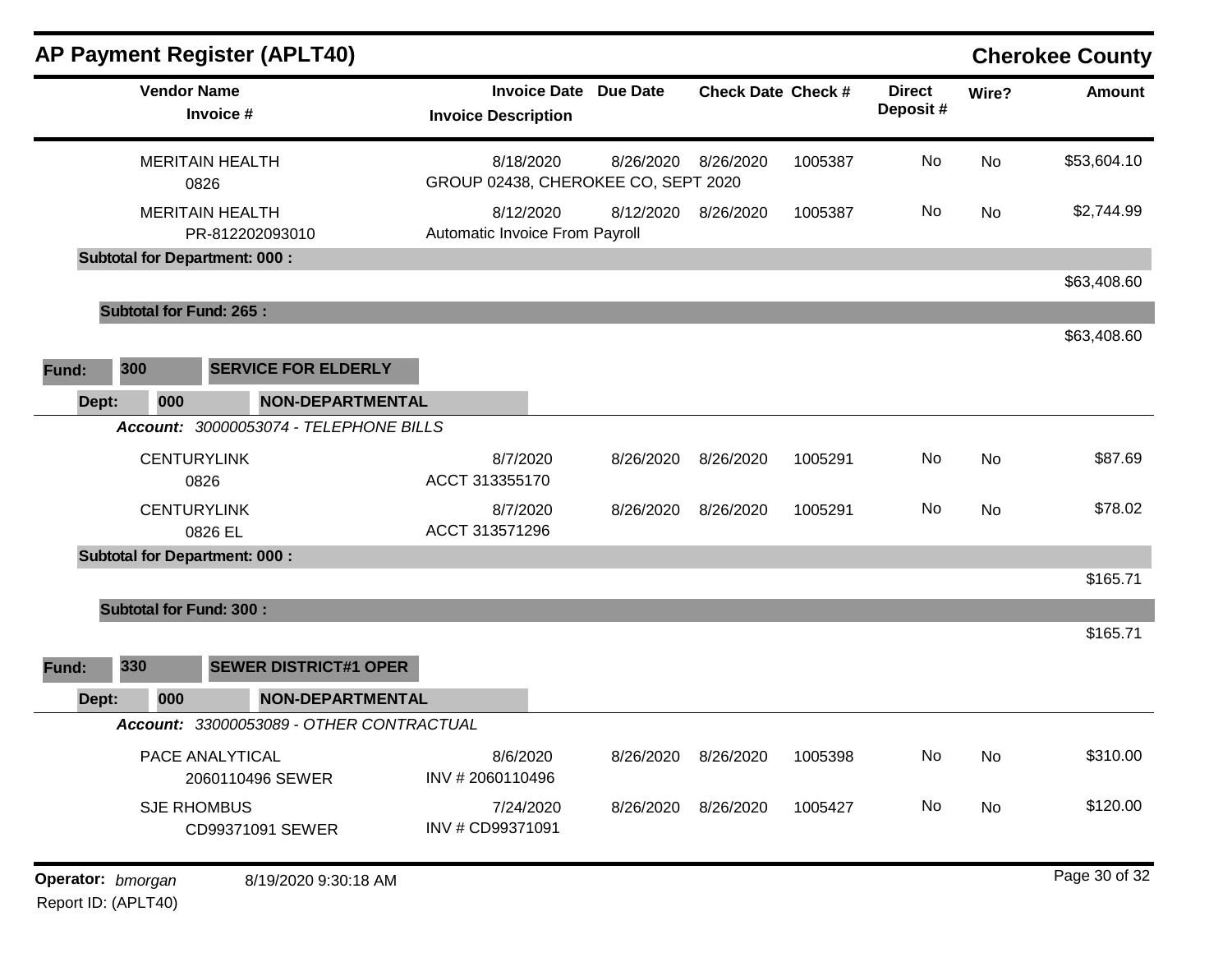## AP Payment Register (APLT40)

**Cherokee County**

| Vendor Name / Invoice # | Invoice Date / Invoice Description | Due Date | Check Date | Check # | Direct Deposit # | Wire? | Amount |
|---|---|---|---|---|---|---|---|
| MERITAIN HEALTH<br>0826 | 8/18/2020<br>GROUP 02438, CHEROKEE CO, SEPT 2020 | 8/26/2020 | 8/26/2020 | 1005387 | No | No | $53,604.10 |
| MERITAIN HEALTH<br>PR-812202093010 | 8/12/2020<br>Automatic Invoice From Payroll | 8/12/2020 | 8/26/2020 | 1005387 | No | No | $2,744.99 |
| **Subtotal for Department: 000 :** | | | | | | | $63,408.60 |
| **Subtotal for Fund: 265 :** | | | | | | | $63,408.60 |

**Fund: 300 SERVICE FOR ELDERLY**

**Dept: 000 NON-DEPARTMENTAL**

***Account:*** *30000053074 - TELEPHONE BILLS*

| Vendor Name / Invoice # | Invoice Date / Invoice Description | Due Date | Check Date | Check # | Direct Deposit # | Wire? | Amount |
|---|---|---|---|---|---|---|---|
| CENTURYLINK<br>0826 | 8/7/2020<br>ACCT 313355170 | 8/26/2020 | 8/26/2020 | 1005291 | No | No | $87.69 |
| CENTURYLINK<br>0826 EL | 8/7/2020<br>ACCT 313571296 | 8/26/2020 | 8/26/2020 | 1005291 | No | No | $78.02 |
| **Subtotal for Department: 000 :** | | | | | | | $165.71 |
| **Subtotal for Fund: 300 :** | | | | | | | $165.71 |

**Fund: 330 SEWER DISTRICT#1 OPER**

**Dept: 000 NON-DEPARTMENTAL**

***Account:*** *33000053089 - OTHER CONTRACTUAL*

| Vendor Name / Invoice # | Invoice Date / Invoice Description | Due Date | Check Date | Check # | Direct Deposit # | Wire? | Amount |
|---|---|---|---|---|---|---|---|
| PACE ANALYTICAL<br>2060110496 SEWER | 8/6/2020<br>INV # 2060110496 | 8/26/2020 | 8/26/2020 | 1005398 | No | No | $310.00 |
| SJE RHOMBUS<br>CD99371091 SEWER | 7/24/2020<br>INV # CD99371091 | 8/26/2020 | 8/26/2020 | 1005427 | No | No | $120.00 |

**Operator:** *bmorgan* 8/19/2020 9:30:18 AM

Report ID: (APLT40)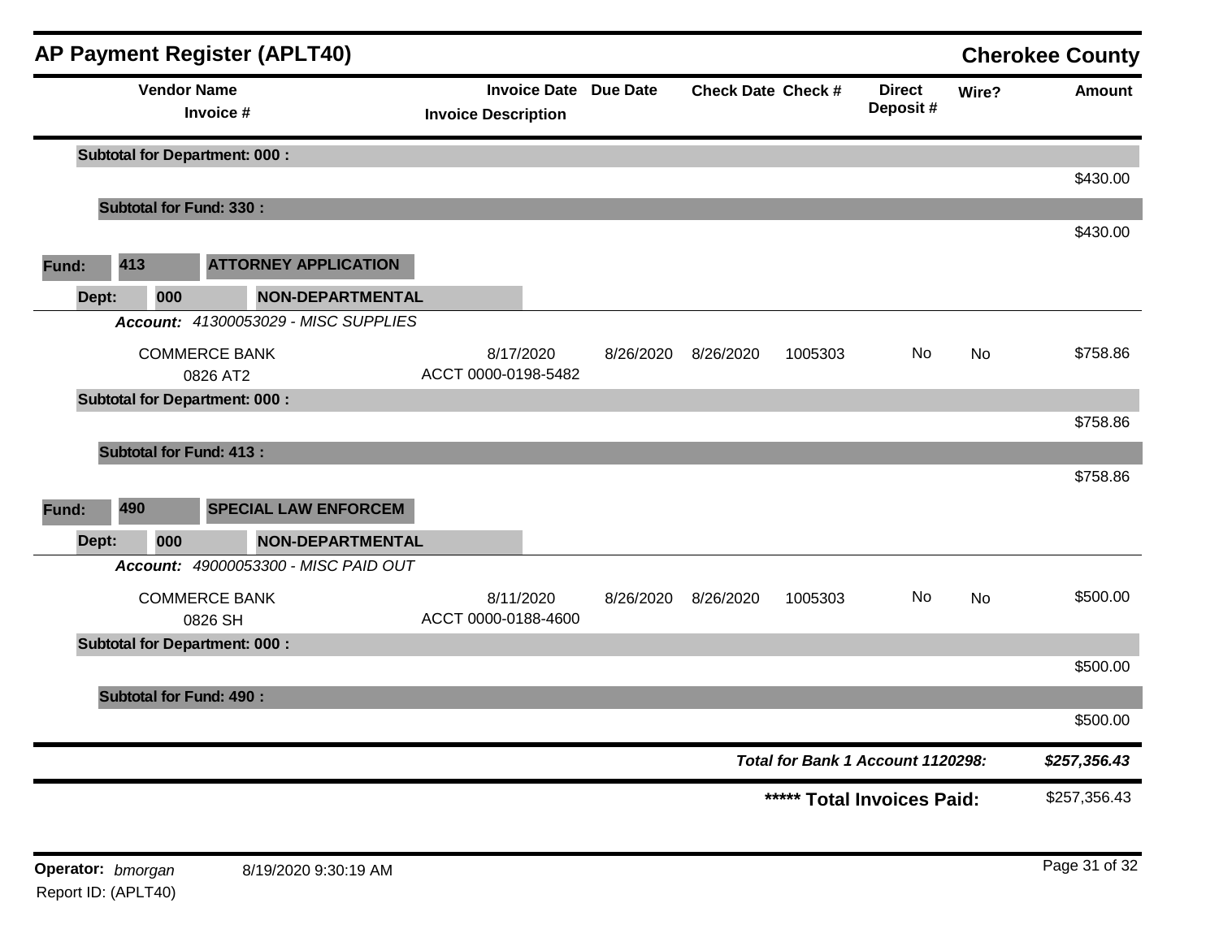## AP Payment Register (APLT40)

**Cherokee County**

| Vendor Name / Invoice # | Invoice Date / Invoice Description | Due Date | Check Date | Check # | Direct Deposit # | Wire? | Amount |
|---|---|---|---|---|---|---|---|
| **Subtotal for Department: 000 :** | | | | | | | $430.00 |
| **Subtotal for Fund: 330 :** | | | | | | | $430.00 |
| **Fund: 413 ATTORNEY APPLICATION** | | | | | | | |
| **Dept: 000 NON-DEPARTMENTAL** | | | | | | | |
| ***Account:*** *41300053029 - MISC SUPPLIES* | | | | | | | |
| COMMERCE BANK<br>0826 AT2 | 8/17/2020<br>ACCT 0000-0198-5482 | 8/26/2020 | 8/26/2020 | 1005303 | No | No | $758.86 |
| **Subtotal for Department: 000 :** | | | | | | | $758.86 |
| **Subtotal for Fund: 413 :** | | | | | | | $758.86 |
| **Fund: 490 SPECIAL LAW ENFORCEM** | | | | | | | |
| **Dept: 000 NON-DEPARTMENTAL** | | | | | | | |
| ***Account:*** *49000053300 - MISC PAID OUT* | | | | | | | |
| COMMERCE BANK<br>0826 SH | 8/11/2020<br>ACCT 0000-0188-4600 | 8/26/2020 | 8/26/2020 | 1005303 | No | No | $500.00 |
| **Subtotal for Department: 000 :** | | | | | | | $500.00 |
| **Subtotal for Fund: 490 :** | | | | | | | $500.00 |

***Total for Bank 1 Account 1120298:*** ***$257,356.43***

**\*\*\*\*\* Total Invoices Paid:** $257,356.43

**Operator:** *bmorgan* 8/19/2020 9:30:19 AM

Report ID: (APLT40)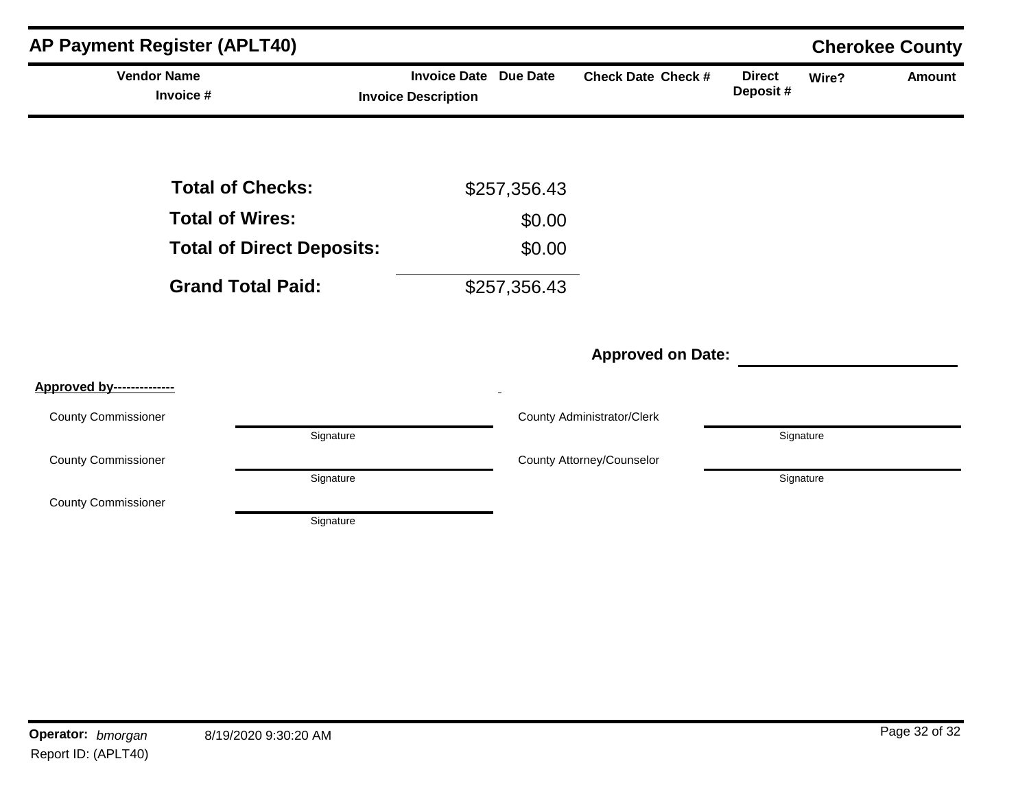## AP Payment Register (APLT40)

**Cherokee County**

| Vendor Name / Invoice # | Invoice Date / Invoice Description | Due Date | Check Date | Check # | Direct Deposit # | Wire? | Amount |
|---|---|---|---|---|---|---|---|

| | |
|---|---|
| **Total of Checks:** | $257,356.43 |
| **Total of Wires:** | $0.00 |
| **Total of Direct Deposits:** | $0.00 |
| **Grand Total Paid:** | $257,356.43 |

**Approved on Date:** ______________________

**Approved by--------------**

County Commissioner ______________________ Signature

County Administrator/Clerk ______________________ Signature

County Commissioner ______________________ Signature

County Attorney/Counselor ______________________ Signature

County Commissioner ______________________ Signature

**Operator:** *bmorgan* 8/19/2020 9:30:20 AM

Report ID: (APLT40)